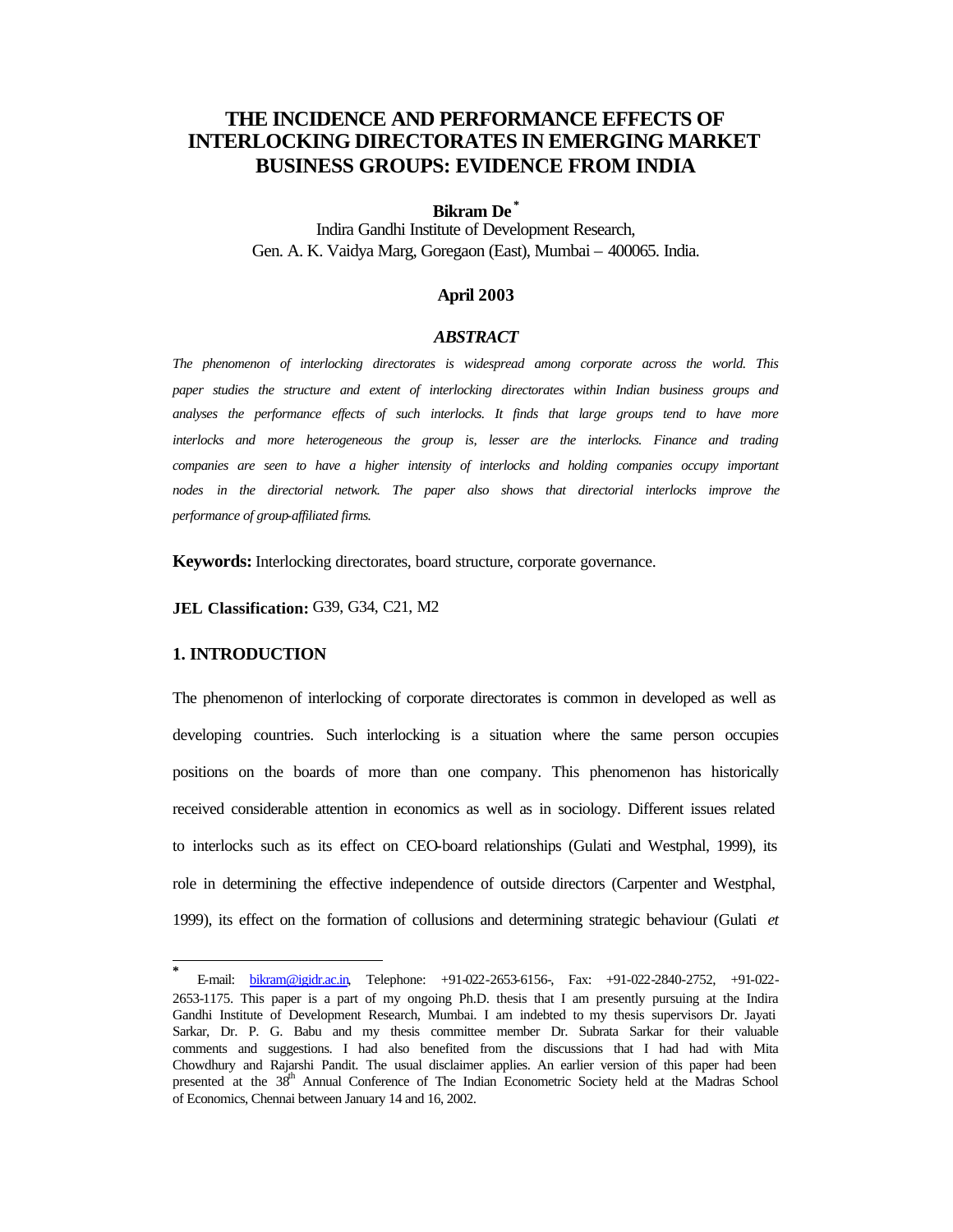# THE INCIDENCE AND PERFORMANCE EFFECTS OF INTERLOCKING DIRECTORATES IN EMERGING MARKET BUSINESS GROUPS: EVIDENCE FROM INDIA

**Bikram De** *

Indira Gandhi Institute of Development Research,
Gen. A. K. Vaidya Marg, Goregaon (East), Mumbai – 400065. India.

**April 2003**

### *ABSTRACT*

*The phenomenon of interlocking directorates is widespread among corporate across the world. This paper studies the structure and extent of interlocking directorates within Indian business groups and analyses the performance effects of such interlocks. It finds that large groups tend to have more interlocks and more heterogeneous the group is, lesser are the interlocks. Finance and trading companies are seen to have a higher intensity of interlocks and holding companies occupy important nodes in the directorial network. The paper also shows that directorial interlocks improve the performance of group-affiliated firms.*

**Keywords:** Interlocking directorates, board structure, corporate governance.

**JEL Classification:** G39, G34, C21, M2

## 1. INTRODUCTION

The phenomenon of interlocking of corporate directorates is common in developed as well as developing countries. Such interlocking is a situation where the same person occupies positions on the boards of more than one company. This phenomenon has historically received considerable attention in economics as well as in sociology. Different issues related to interlocks such as its effect on CEO-board relationships (Gulati and Westphal, 1999), its role in determining the effective independence of outside directors (Carpenter and Westphal, 1999), its effect on the formation of collusions and determining strategic behaviour (Gulati *et*

---

* E-mail: bikram@igidr.ac.in, Telephone: +91-022-2653-6156-, Fax: +91-022-2840-2752, +91-022-2653-1175. This paper is a part of my ongoing Ph.D. thesis that I am presently pursuing at the Indira Gandhi Institute of Development Research, Mumbai. I am indebted to my thesis supervisors Dr. Jayati Sarkar, Dr. P. G. Babu and my thesis committee member Dr. Subrata Sarkar for their valuable comments and suggestions. I had also benefited from the discussions that I had had with Mita Chowdhury and Rajarshi Pandit. The usual disclaimer applies. An earlier version of this paper had been presented at the 38th Annual Conference of The Indian Econometric Society held at the Madras School of Economics, Chennai between January 14 and 16, 2002.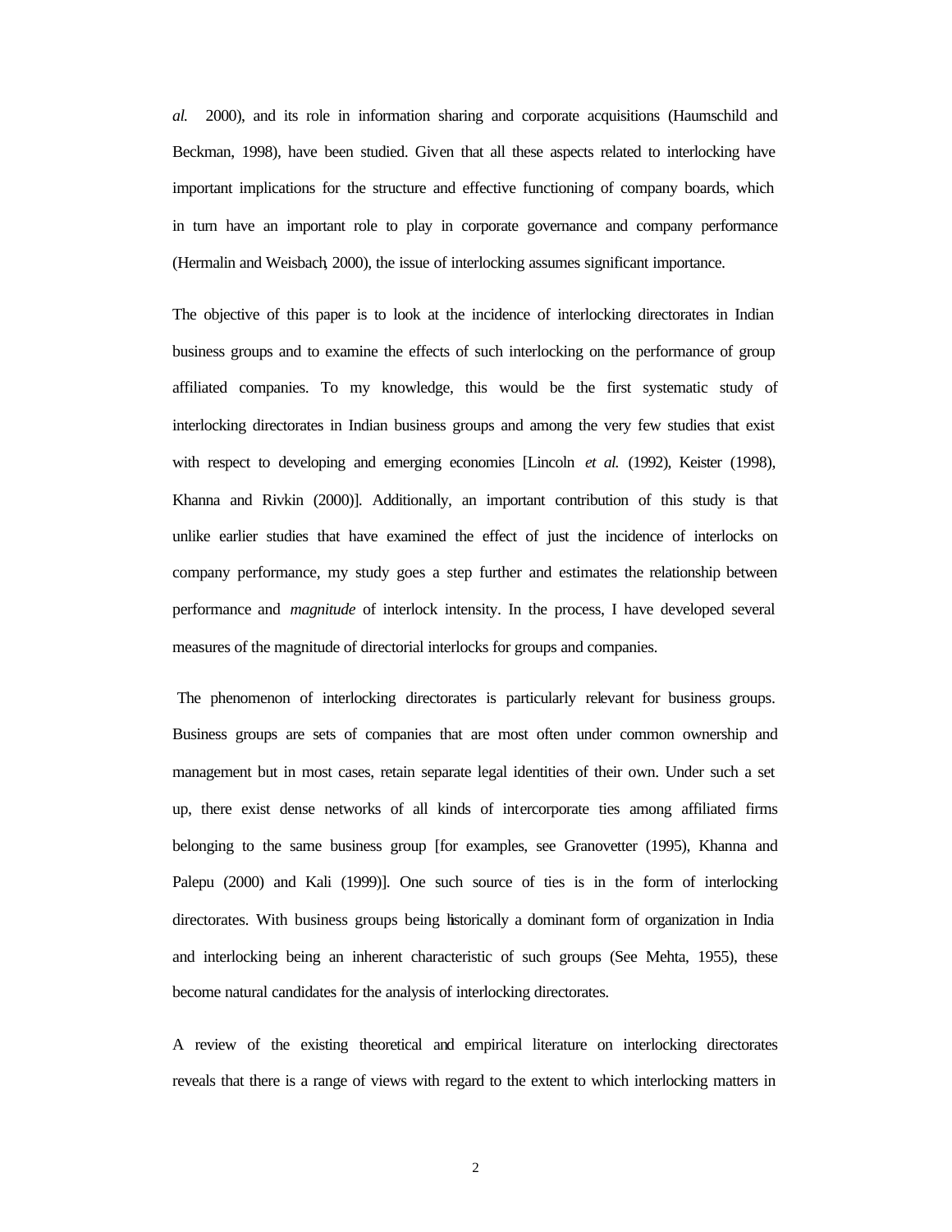*al.* 2000), and its role in information sharing and corporate acquisitions (Haumschild and Beckman, 1998), have been studied. Given that all these aspects related to interlocking have important implications for the structure and effective functioning of company boards, which in turn have an important role to play in corporate governance and company performance (Hermalin and Weisbach, 2000), the issue of interlocking assumes significant importance.

The objective of this paper is to look at the incidence of interlocking directorates in Indian business groups and to examine the effects of such interlocking on the performance of group affiliated companies. To my knowledge, this would be the first systematic study of interlocking directorates in Indian business groups and among the very few studies that exist with respect to developing and emerging economies [Lincoln *et al.* (1992), Keister (1998), Khanna and Rivkin (2000)]. Additionally, an important contribution of this study is that unlike earlier studies that have examined the effect of just the incidence of interlocks on company performance, my study goes a step further and estimates the relationship between performance and *magnitude* of interlock intensity. In the process, I have developed several measures of the magnitude of directorial interlocks for groups and companies.

The phenomenon of interlocking directorates is particularly relevant for business groups. Business groups are sets of companies that are most often under common ownership and management but in most cases, retain separate legal identities of their own. Under such a set up, there exist dense networks of all kinds of intercorporate ties among affiliated firms belonging to the same business group [for examples, see Granovetter (1995), Khanna and Palepu (2000) and Kali (1999)]. One such source of ties is in the form of interlocking directorates. With business groups being historically a dominant form of organization in India and interlocking being an inherent characteristic of such groups (See Mehta, 1955), these become natural candidates for the analysis of interlocking directorates.

A review of the existing theoretical and empirical literature on interlocking directorates reveals that there is a range of views with regard to the extent to which interlocking matters in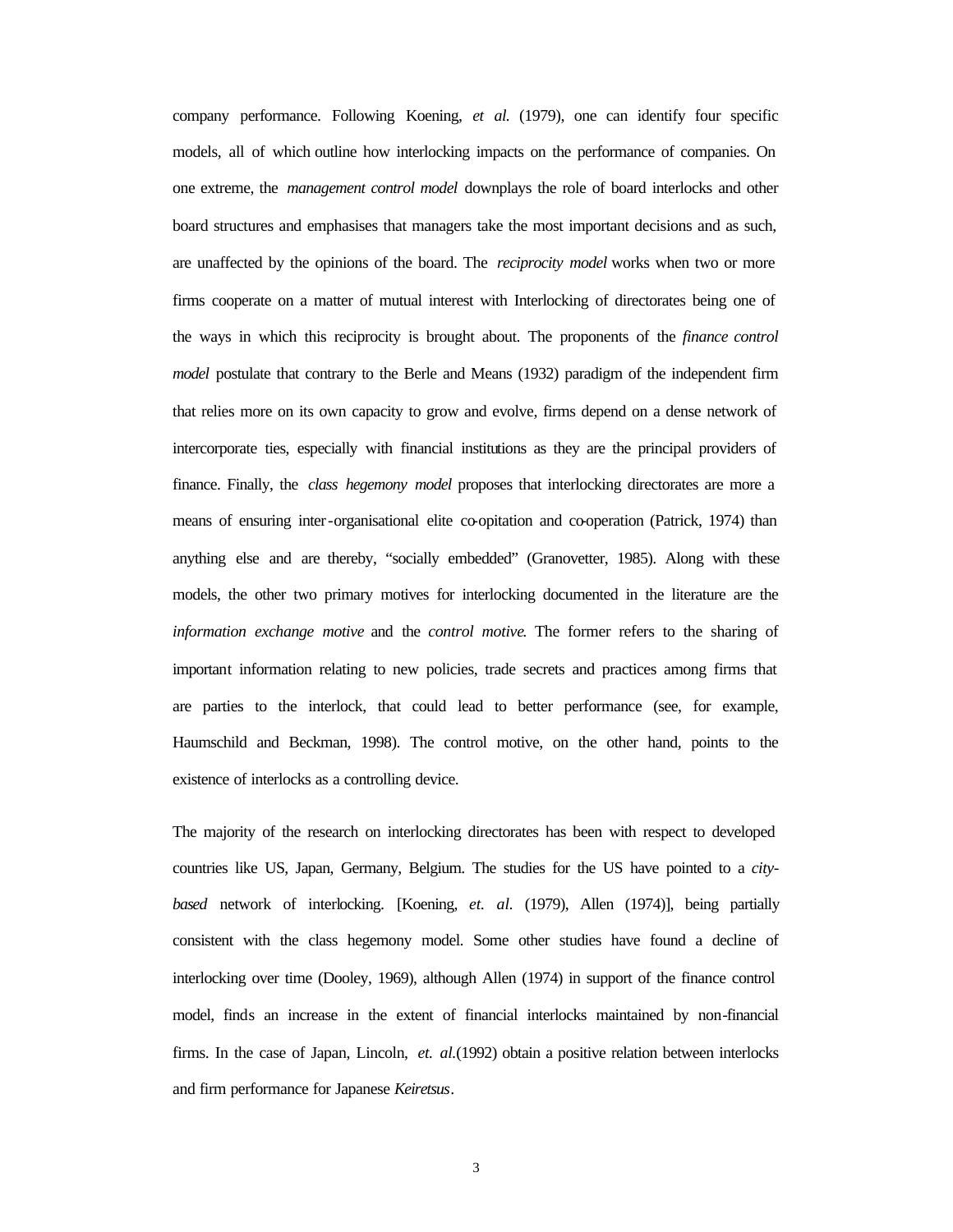company performance. Following Koening, *et al.* (1979), one can identify four specific models, all of which outline how interlocking impacts on the performance of companies. On one extreme, the *management control model* downplays the role of board interlocks and other board structures and emphasises that managers take the most important decisions and as such, are unaffected by the opinions of the board. The *reciprocity model* works when two or more firms cooperate on a matter of mutual interest with Interlocking of directorates being one of the ways in which this reciprocity is brought about. The proponents of the *finance control model* postulate that contrary to the Berle and Means (1932) paradigm of the independent firm that relies more on its own capacity to grow and evolve, firms depend on a dense network of intercorporate ties, especially with financial institutions as they are the principal providers of finance. Finally, the *class hegemony model* proposes that interlocking directorates are more a means of ensuring inter-organisational elite co-opitation and co-operation (Patrick, 1974) than anything else and are thereby, "socially embedded" (Granovetter, 1985). Along with these models, the other two primary motives for interlocking documented in the literature are the *information exchange motive* and the *control motive*. The former refers to the sharing of important information relating to new policies, trade secrets and practices among firms that are parties to the interlock, that could lead to better performance (see, for example, Haumschild and Beckman, 1998). The control motive, on the other hand, points to the existence of interlocks as a controlling device.

The majority of the research on interlocking directorates has been with respect to developed countries like US, Japan, Germany, Belgium. The studies for the US have pointed to a *city-based* network of interlocking. [Koening, *et. al.* (1979), Allen (1974)], being partially consistent with the class hegemony model. Some other studies have found a decline of interlocking over time (Dooley, 1969), although Allen (1974) in support of the finance control model, finds an increase in the extent of financial interlocks maintained by non-financial firms. In the case of Japan, Lincoln, *et. al.*(1992) obtain a positive relation between interlocks and firm performance for Japanese *Keiretsus*.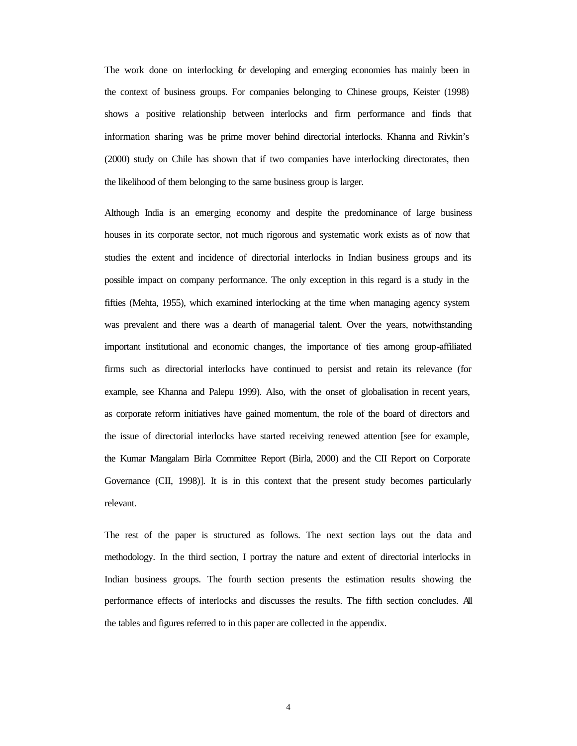The work done on interlocking for developing and emerging economies has mainly been in the context of business groups. For companies belonging to Chinese groups, Keister (1998) shows a positive relationship between interlocks and firm performance and finds that information sharing was the prime mover behind directorial interlocks. Khanna and Rivkin's (2000) study on Chile has shown that if two companies have interlocking directorates, then the likelihood of them belonging to the same business group is larger.

Although India is an emerging economy and despite the predominance of large business houses in its corporate sector, not much rigorous and systematic work exists as of now that studies the extent and incidence of directorial interlocks in Indian business groups and its possible impact on company performance. The only exception in this regard is a study in the fifties (Mehta, 1955), which examined interlocking at the time when managing agency system was prevalent and there was a dearth of managerial talent. Over the years, notwithstanding important institutional and economic changes, the importance of ties among group-affiliated firms such as directorial interlocks have continued to persist and retain its relevance (for example, see Khanna and Palepu 1999). Also, with the onset of globalisation in recent years, as corporate reform initiatives have gained momentum, the role of the board of directors and the issue of directorial interlocks have started receiving renewed attention [see for example, the Kumar Mangalam Birla Committee Report (Birla, 2000) and the CII Report on Corporate Governance (CII, 1998)]. It is in this context that the present study becomes particularly relevant.

The rest of the paper is structured as follows. The next section lays out the data and methodology. In the third section, I portray the nature and extent of directorial interlocks in Indian business groups. The fourth section presents the estimation results showing the performance effects of interlocks and discusses the results. The fifth section concludes. All the tables and figures referred to in this paper are collected in the appendix.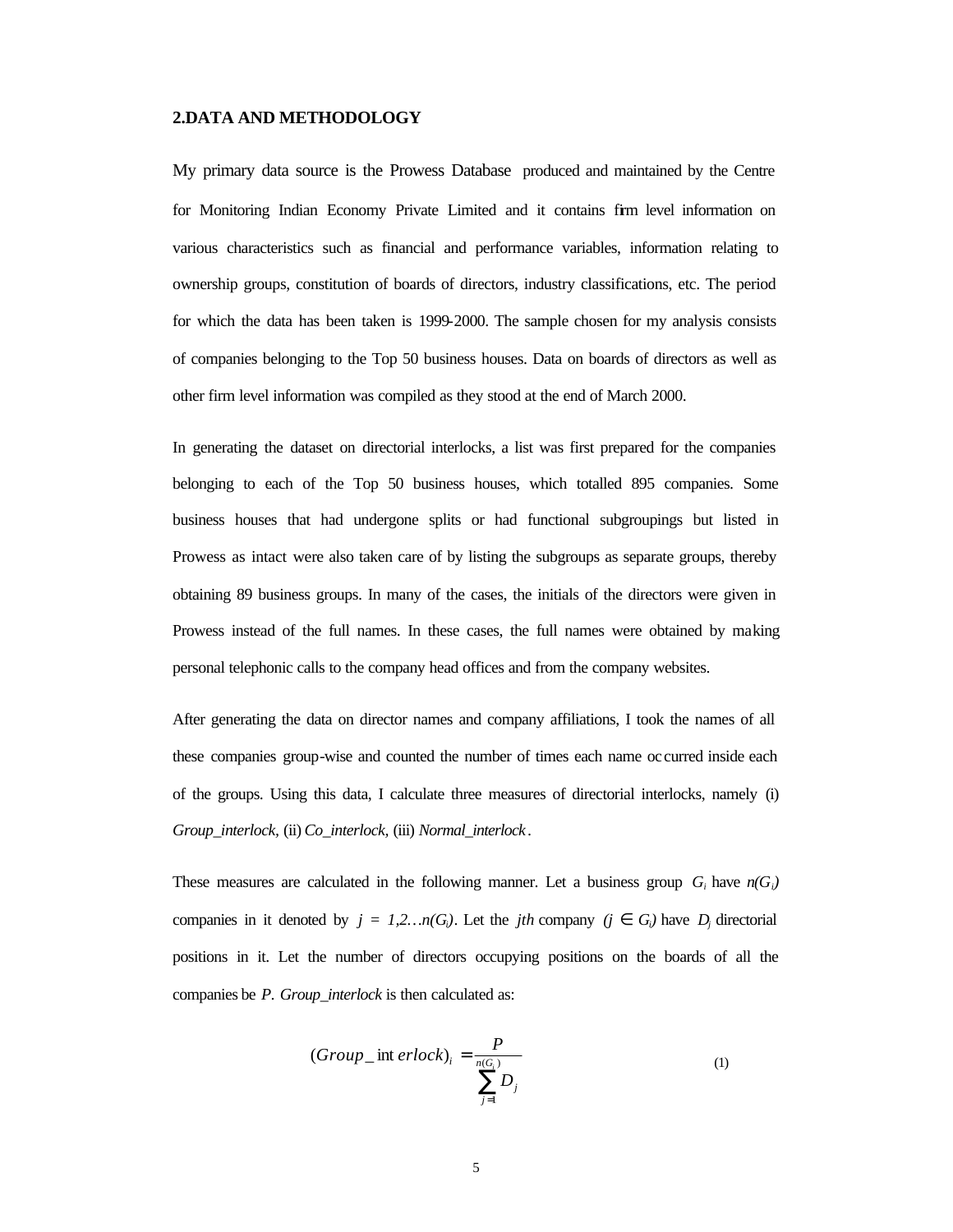## 2.DATA AND METHODOLOGY

My primary data source is the Prowess Database produced and maintained by the Centre for Monitoring Indian Economy Private Limited and it contains firm level information on various characteristics such as financial and performance variables, information relating to ownership groups, constitution of boards of directors, industry classifications, etc. The period for which the data has been taken is 1999-2000. The sample chosen for my analysis consists of companies belonging to the Top 50 business houses. Data on boards of directors as well as other firm level information was compiled as they stood at the end of March 2000.

In generating the dataset on directorial interlocks, a list was first prepared for the companies belonging to each of the Top 50 business houses, which totalled 895 companies. Some business houses that had undergone splits or had functional subgroupings but listed in Prowess as intact were also taken care of by listing the subgroups as separate groups, thereby obtaining 89 business groups. In many of the cases, the initials of the directors were given in Prowess instead of the full names. In these cases, the full names were obtained by making personal telephonic calls to the company head offices and from the company websites.

After generating the data on director names and company affiliations, I took the names of all these companies group-wise and counted the number of times each name occurred inside each of the groups. Using this data, I calculate three measures of directorial interlocks, namely (i) *Group_interlock*, (ii) *Co_interlock*, (iii) *Normal_interlock*.

These measures are calculated in the following manner. Let a business group $G_i$ have $n(G_i)$ companies in it denoted by $j = 1,2\ldots n(G_i)$. Let the $j$th company $(j \in G_i)$ have $D_j$ directorial positions in it. Let the number of directors occupying positions on the boards of all the companies be $P$. *Group_interlock* is then calculated as:

$$(Group\_interlock)_i = \frac{P}{\sum_{j=1}^{n(G_i)} D_j} \tag{1}$$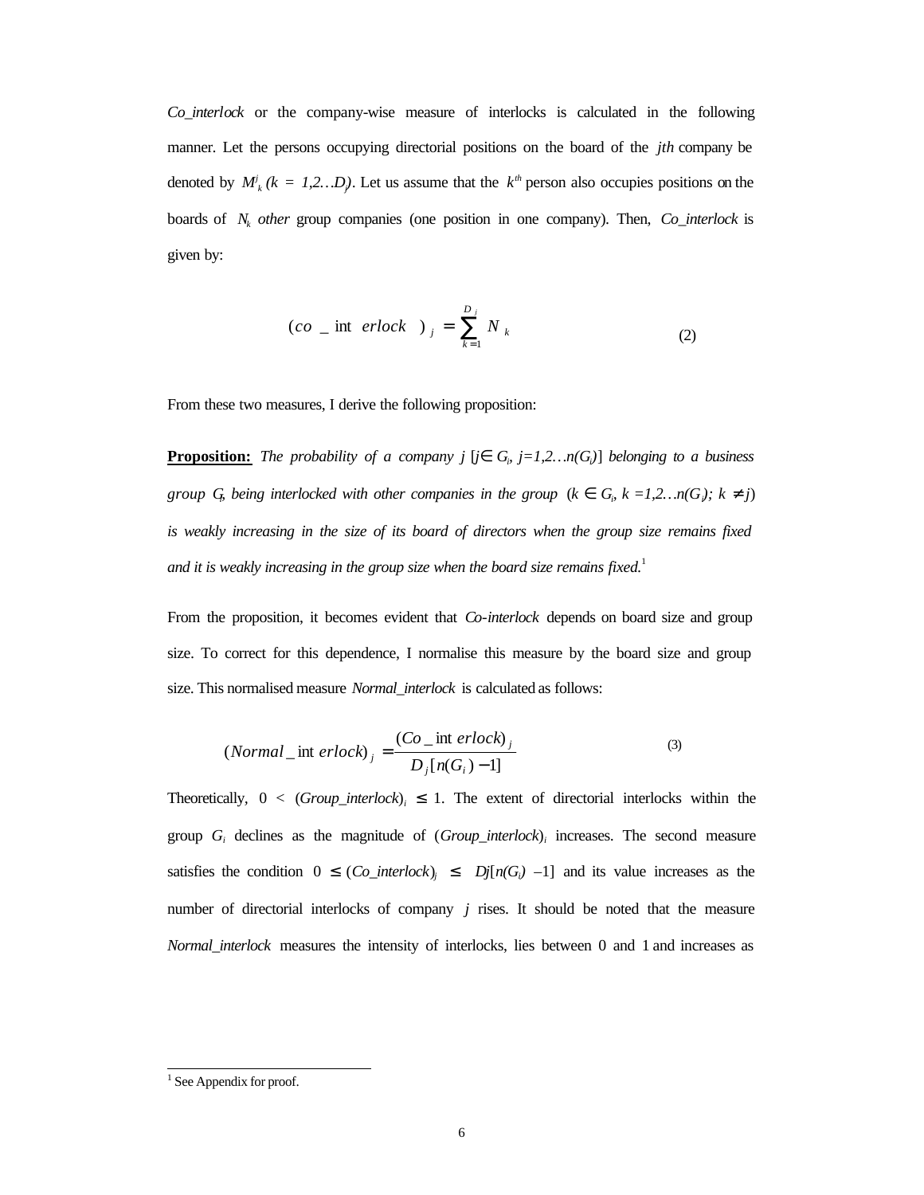*Co_interlock* or the company-wise measure of interlocks is calculated in the following manner. Let the persons occupying directorial positions on the board of the *jth* company be denoted by $M^j_k$ $(k = 1,2\ldots D_j)$. Let us assume that the $k^{th}$ person also occupies positions on the boards of $N_k$ *other* group companies (one position in one company). Then, *Co_interlock* is given by:

$$(co\_interlock)_j = \sum_{k=1}^{D_j} N_k \tag{2}$$

From these two measures, I derive the following proposition:

**Proposition:** *The probability of a company j* $[j \in G_i, j=1,2\ldots n(G_i)]$ *belonging to a business group* $G_i$*, being interlocked with other companies in the group* $(k \in G_i, k=1,2\ldots n(G_i); k \neq j)$ *is weakly increasing in the size of its board of directors when the group size remains fixed and it is weakly increasing in the group size when the board size remains fixed.*[1]

From the proposition, it becomes evident that *Co-interlock* depends on board size and group size. To correct for this dependence, I normalise this measure by the board size and group size. This normalised measure *Normal_interlock* is calculated as follows:

$$(Normal\_interlock)_j = \frac{(Co\_interlock)_j}{D_j[n(G_i)-1]} \tag{3}$$

Theoretically, $0 < (Group\_interlock)_i \leq 1$. The extent of directorial interlocks within the group $G_i$ declines as the magnitude of $(Group\_interlock)_i$ increases. The second measure satisfies the condition $0 \leq (Co\_interlock)_j \leq Dj[n(G_i) - 1]$ and its value increases as the number of directorial interlocks of company $j$ rises. It should be noted that the measure *Normal_interlock* measures the intensity of interlocks, lies between 0 and 1 and increases as

[1] See Appendix for proof.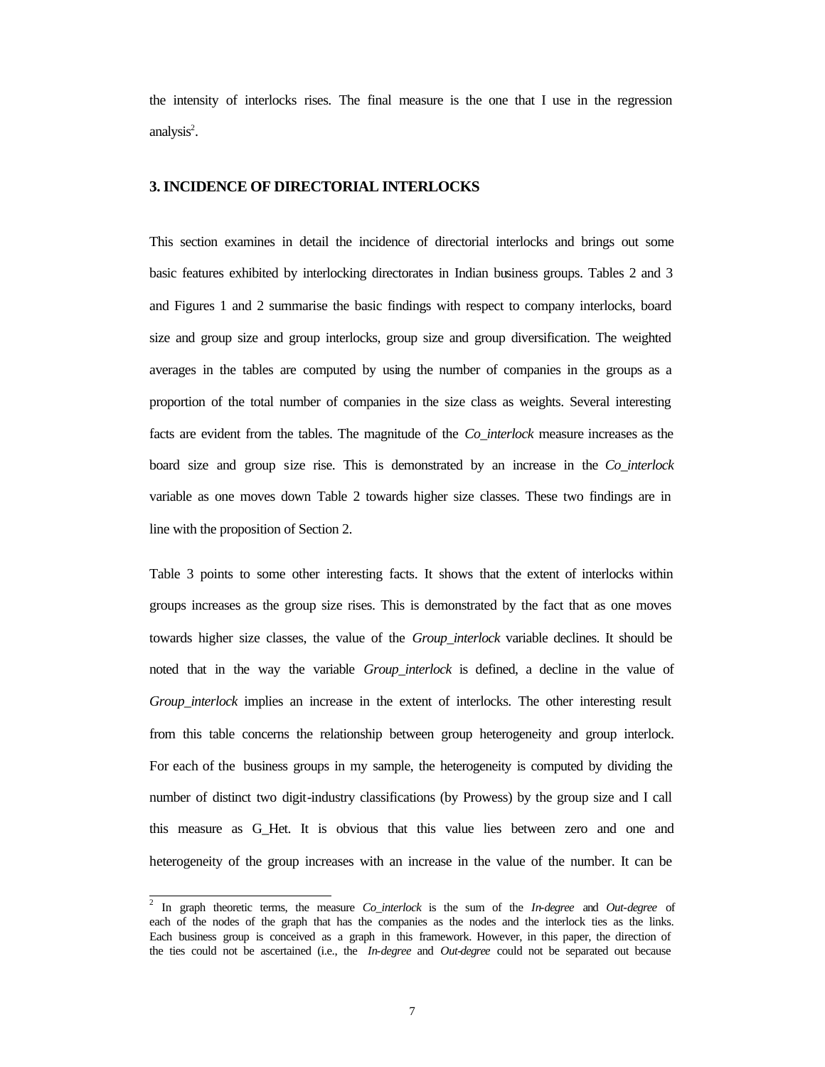the intensity of interlocks rises. The final measure is the one that I use in the regression analysis[2].

### 3. INCIDENCE OF DIRECTORIAL INTERLOCKS

This section examines in detail the incidence of directorial interlocks and brings out some basic features exhibited by interlocking directorates in Indian business groups. Tables 2 and 3 and Figures 1 and 2 summarise the basic findings with respect to company interlocks, board size and group size and group interlocks, group size and group diversification. The weighted averages in the tables are computed by using the number of companies in the groups as a proportion of the total number of companies in the size class as weights. Several interesting facts are evident from the tables. The magnitude of the *Co_interlock* measure increases as the board size and group size rise. This is demonstrated by an increase in the *Co_interlock* variable as one moves down Table 2 towards higher size classes. These two findings are in line with the proposition of Section 2.

Table 3 points to some other interesting facts. It shows that the extent of interlocks within groups increases as the group size rises. This is demonstrated by the fact that as one moves towards higher size classes, the value of the *Group_interlock* variable declines. It should be noted that in the way the variable *Group_interlock* is defined, a decline in the value of *Group_interlock* implies an increase in the extent of interlocks. The other interesting result from this table concerns the relationship between group heterogeneity and group interlock. For each of the business groups in my sample, the heterogeneity is computed by dividing the number of distinct two digit-industry classifications (by Prowess) by the group size and I call this measure as G_Het. It is obvious that this value lies between zero and one and heterogeneity of the group increases with an increase in the value of the number. It can be

---

[2] In graph theoretic terms, the measure *Co_interlock* is the sum of the *In-degree* and *Out-degree* of each of the nodes of the graph that has the companies as the nodes and the interlock ties as the links. Each business group is conceived as a graph in this framework. However, in this paper, the direction of the ties could not be ascertained (i.e., the *In-degree* and *Out-degree* could not be separated out because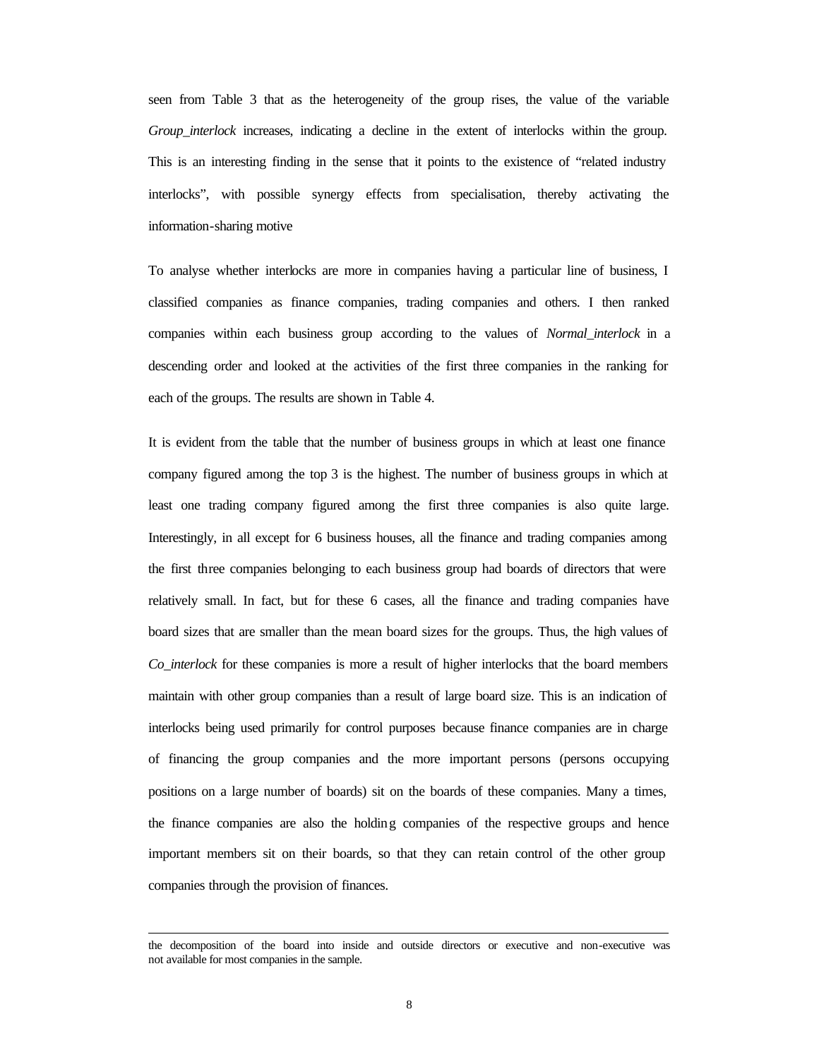seen from Table 3 that as the heterogeneity of the group rises, the value of the variable *Group_interlock* increases, indicating a decline in the extent of interlocks within the group. This is an interesting finding in the sense that it points to the existence of "related industry interlocks", with possible synergy effects from specialisation, thereby activating the information-sharing motive

To analyse whether interlocks are more in companies having a particular line of business, I classified companies as finance companies, trading companies and others. I then ranked companies within each business group according to the values of *Normal_interlock* in a descending order and looked at the activities of the first three companies in the ranking for each of the groups. The results are shown in Table 4.

It is evident from the table that the number of business groups in which at least one finance company figured among the top 3 is the highest. The number of business groups in which at least one trading company figured among the first three companies is also quite large. Interestingly, in all except for 6 business houses, all the finance and trading companies among the first three companies belonging to each business group had boards of directors that were relatively small. In fact, but for these 6 cases, all the finance and trading companies have board sizes that are smaller than the mean board sizes for the groups. Thus, the high values of *Co_interlock* for these companies is more a result of higher interlocks that the board members maintain with other group companies than a result of large board size. This is an indication of interlocks being used primarily for control purposes because finance companies are in charge of financing the group companies and the more important persons (persons occupying positions on a large number of boards) sit on the boards of these companies. Many a times, the finance companies are also the holding companies of the respective groups and hence important members sit on their boards, so that they can retain control of the other group companies through the provision of finances.

---

the decomposition of the board into inside and outside directors or executive and non-executive was not available for most companies in the sample.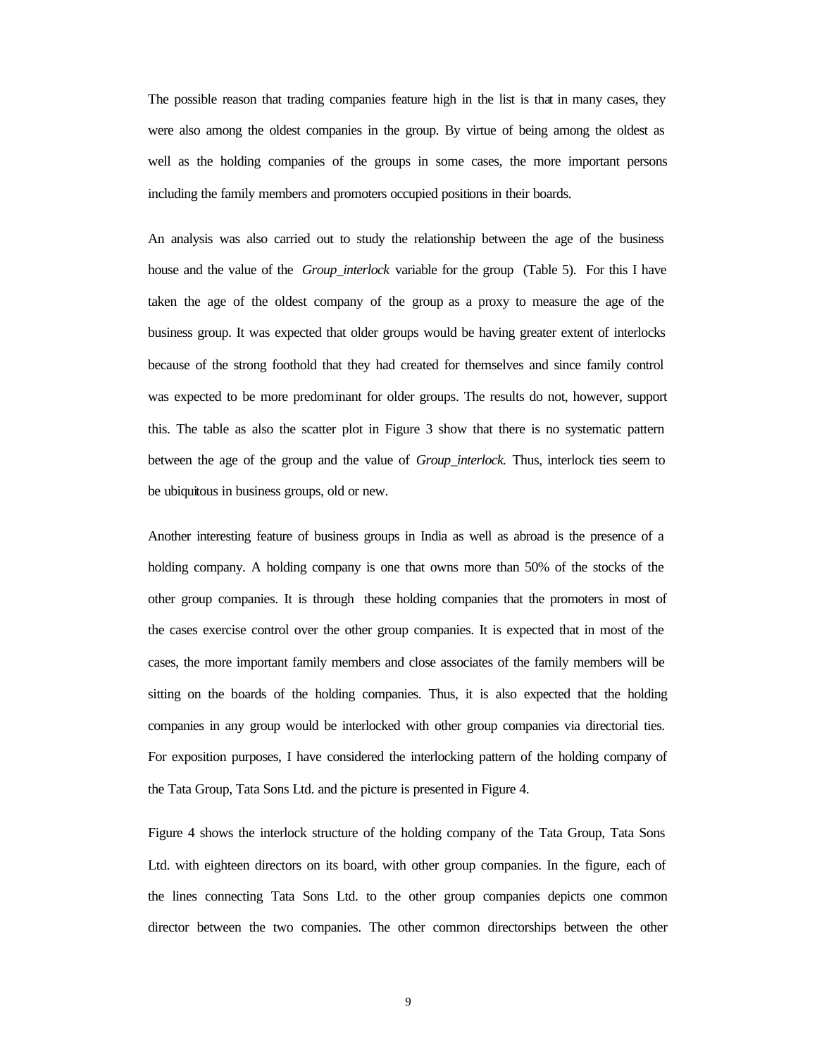The possible reason that trading companies feature high in the list is that in many cases, they were also among the oldest companies in the group. By virtue of being among the oldest as well as the holding companies of the groups in some cases, the more important persons including the family members and promoters occupied positions in their boards.

An analysis was also carried out to study the relationship between the age of the business house and the value of the *Group_interlock* variable for the group (Table 5). For this I have taken the age of the oldest company of the group as a proxy to measure the age of the business group. It was expected that older groups would be having greater extent of interlocks because of the strong foothold that they had created for themselves and since family control was expected to be more predominant for older groups. The results do not, however, support this. The table as also the scatter plot in Figure 3 show that there is no systematic pattern between the age of the group and the value of *Group_interlock.* Thus, interlock ties seem to be ubiquitous in business groups, old or new.

Another interesting feature of business groups in India as well as abroad is the presence of a holding company. A holding company is one that owns more than 50% of the stocks of the other group companies. It is through these holding companies that the promoters in most of the cases exercise control over the other group companies. It is expected that in most of the cases, the more important family members and close associates of the family members will be sitting on the boards of the holding companies. Thus, it is also expected that the holding companies in any group would be interlocked with other group companies via directorial ties. For exposition purposes, I have considered the interlocking pattern of the holding company of the Tata Group, Tata Sons Ltd. and the picture is presented in Figure 4.

Figure 4 shows the interlock structure of the holding company of the Tata Group, Tata Sons Ltd. with eighteen directors on its board, with other group companies. In the figure, each of the lines connecting Tata Sons Ltd. to the other group companies depicts one common director between the two companies. The other common directorships between the other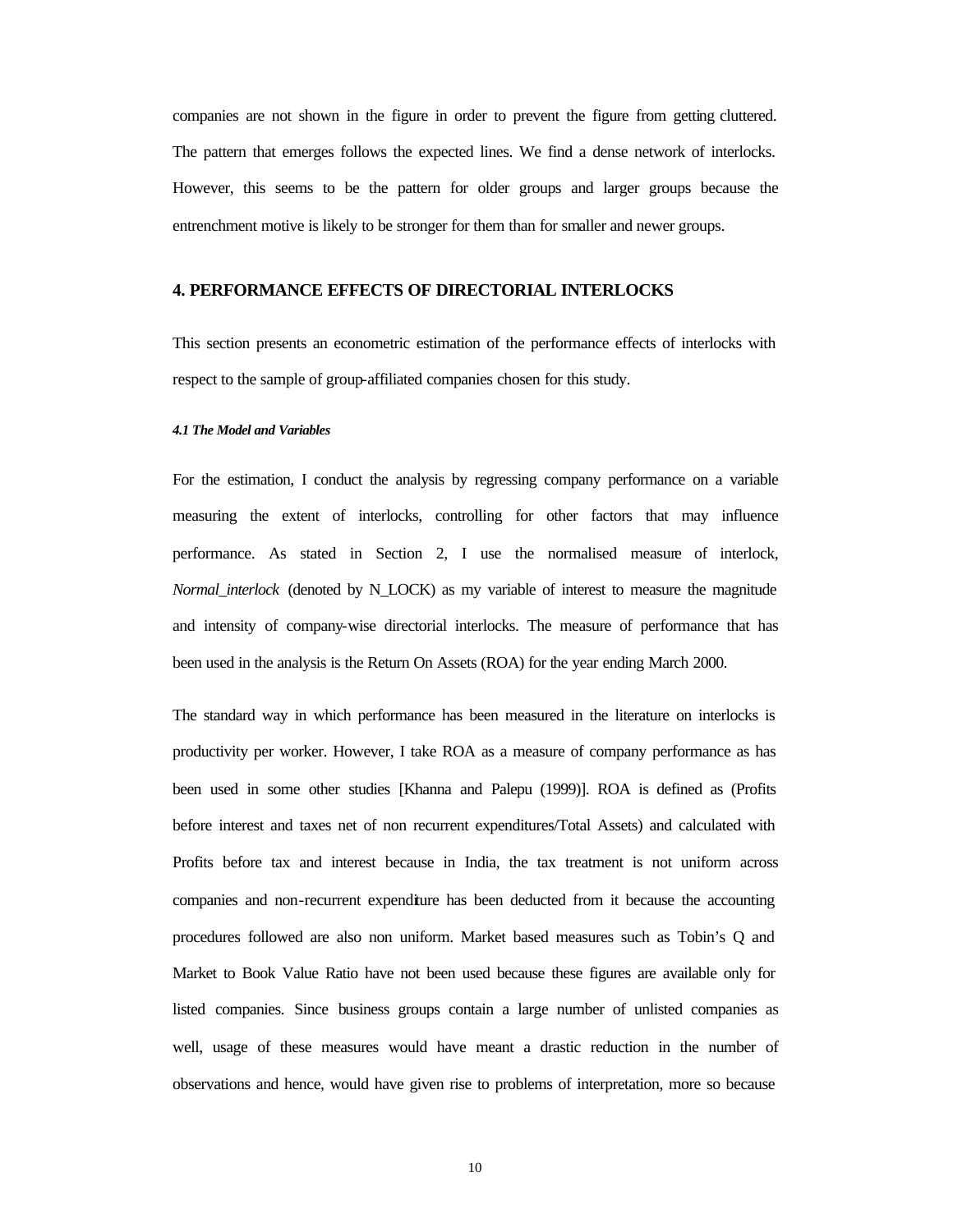companies are not shown in the figure in order to prevent the figure from getting cluttered. The pattern that emerges follows the expected lines. We find a dense network of interlocks. However, this seems to be the pattern for older groups and larger groups because the entrenchment motive is likely to be stronger for them than for smaller and newer groups.

## 4. PERFORMANCE EFFECTS OF DIRECTORIAL INTERLOCKS

This section presents an econometric estimation of the performance effects of interlocks with respect to the sample of group-affiliated companies chosen for this study.

#### *4.1 The Model and Variables*

For the estimation, I conduct the analysis by regressing company performance on a variable measuring the extent of interlocks, controlling for other factors that may influence performance. As stated in Section 2, I use the normalised measure of interlock, *Normal_interlock* (denoted by N_LOCK) as my variable of interest to measure the magnitude and intensity of company-wise directorial interlocks. The measure of performance that has been used in the analysis is the Return On Assets (ROA) for the year ending March 2000.

The standard way in which performance has been measured in the literature on interlocks is productivity per worker. However, I take ROA as a measure of company performance as has been used in some other studies [Khanna and Palepu (1999)]. ROA is defined as (Profits before interest and taxes net of non recurrent expenditures/Total Assets) and calculated with Profits before tax and interest because in India, the tax treatment is not uniform across companies and non-recurrent expenditure has been deducted from it because the accounting procedures followed are also non uniform. Market based measures such as Tobin's Q and Market to Book Value Ratio have not been used because these figures are available only for listed companies. Since business groups contain a large number of unlisted companies as well, usage of these measures would have meant a drastic reduction in the number of observations and hence, would have given rise to problems of interpretation, more so because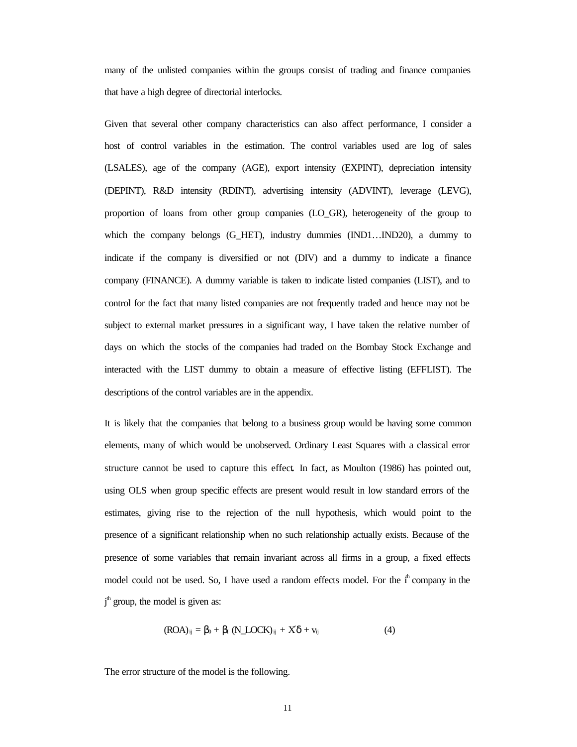many of the unlisted companies within the groups consist of trading and finance companies that have a high degree of directorial interlocks.

Given that several other company characteristics can also affect performance, I consider a host of control variables in the estimation. The control variables used are log of sales (LSALES), age of the company (AGE), export intensity (EXPINT), depreciation intensity (DEPINT), R&D intensity (RDINT), advertising intensity (ADVINT), leverage (LEVG), proportion of loans from other group companies (LO_GR), heterogeneity of the group to which the company belongs (G_HET), industry dummies (IND1…IND20), a dummy to indicate if the company is diversified or not (DIV) and a dummy to indicate a finance company (FINANCE). A dummy variable is taken to indicate listed companies (LIST), and to control for the fact that many listed companies are not frequently traded and hence may not be subject to external market pressures in a significant way, I have taken the relative number of days on which the stocks of the companies had traded on the Bombay Stock Exchange and interacted with the LIST dummy to obtain a measure of effective listing (EFFLIST). The descriptions of the control variables are in the appendix.

It is likely that the companies that belong to a business group would be having some common elements, many of which would be unobserved. Ordinary Least Squares with a classical error structure cannot be used to capture this effect. In fact, as Moulton (1986) has pointed out, using OLS when group specific effects are present would result in low standard errors of the estimates, giving rise to the rejection of the null hypothesis, which would point to the presence of a significant relationship when no such relationship actually exists. Because of the presence of some variables that remain invariant across all firms in a group, a fixed effects model could not be used. So, I have used a random effects model. For the $i^{th}$ company in the $j^{th}$ group, the model is given as:

$$(ROA)_{ij} = \beta_0 + \beta_1 (N\_LOCK)_{ij} + X'\delta + v_{ij} \qquad (4)$$

The error structure of the model is the following.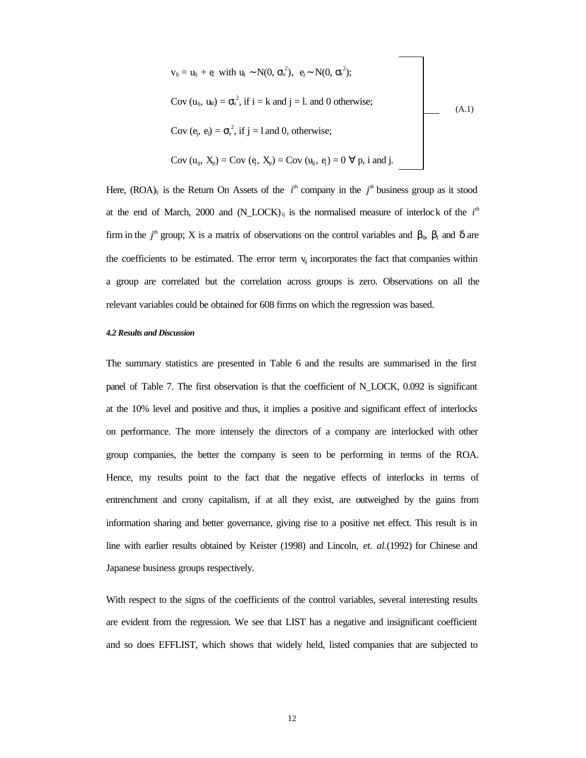$$
\left.
\begin{aligned}
& v_{ij} = u_{ij} + e_j \text{ with } u_{ij} \sim N(0, \sigma_u^2), \;\; e_j \sim N(0, \sigma_e^2); \\
& \text{Cov}(u_{ij}, u_{kl}) = \sigma_u^2, \text{ if } i = k \text{ and } j = l. \text{ and 0 otherwise;} \\
& \text{Cov}(e_j, e_l) = \sigma_e^2, \text{ if } j = l \text{ and 0, otherwise;} \\
& \text{Cov}(u_{ij}, X_p) = \text{Cov}(e_j, X_p) = \text{Cov}(u_{ij}, e_j) = 0 \;\forall\; p, i \text{ and } j.
\end{aligned}
\right\} \quad \text{(A.1)}
$$

Here, $(ROA)_{ij}$ is the Return On Assets of the $i^{th}$ company in the $j^{th}$ business group as it stood at the end of March, 2000 and $(N\_LOCK)_{ij}$ is the normalised measure of interlock of the $i^{th}$ firm in the $j^{th}$ group; X is a matrix of observations on the control variables and $\beta_0$, $\beta_1$ and $\delta$ are the coefficients to be estimated. The error term $v_{ij}$ incorporates the fact that companies within a group are correlated but the correlation across groups is zero. Observations on all the relevant variables could be obtained for 608 firms on which the regression was based.

#### *4.2 Results and Discussion*

The summary statistics are presented in Table 6 and the results are summarised in the first panel of Table 7. The first observation is that the coefficient of N_LOCK, 0.092 is significant at the 10% level and positive and thus, it implies a positive and significant effect of interlocks on performance. The more intensely the directors of a company are interlocked with other group companies, the better the company is seen to be performing in terms of the ROA. Hence, my results point to the fact that the negative effects of interlocks in terms of entrenchment and crony capitalism, if at all they exist, are outweighed by the gains from information sharing and better governance, giving rise to a positive net effect. This result is in line with earlier results obtained by Keister (1998) and Lincoln, *et. al.*(1992) for Chinese and Japanese business groups respectively.

With respect to the signs of the coefficients of the control variables, several interesting results are evident from the regression. We see that LIST has a negative and insignificant coefficient and so does EFFLIST, which shows that widely held, listed companies that are subjected to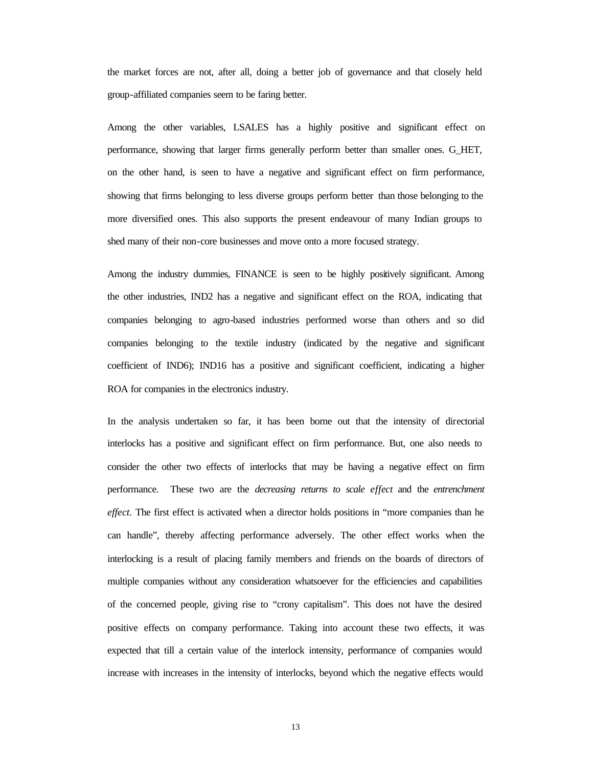the market forces are not, after all, doing a better job of governance and that closely held group-affiliated companies seem to be faring better.

Among the other variables, LSALES has a highly positive and significant effect on performance, showing that larger firms generally perform better than smaller ones. G_HET, on the other hand, is seen to have a negative and significant effect on firm performance, showing that firms belonging to less diverse groups perform better than those belonging to the more diversified ones. This also supports the present endeavour of many Indian groups to shed many of their non-core businesses and move onto a more focused strategy.

Among the industry dummies, FINANCE is seen to be highly positively significant. Among the other industries, IND2 has a negative and significant effect on the ROA, indicating that companies belonging to agro-based industries performed worse than others and so did companies belonging to the textile industry (indicated by the negative and significant coefficient of IND6); IND16 has a positive and significant coefficient, indicating a higher ROA for companies in the electronics industry.

In the analysis undertaken so far, it has been borne out that the intensity of directorial interlocks has a positive and significant effect on firm performance. But, one also needs to consider the other two effects of interlocks that may be having a negative effect on firm performance. These two are the *decreasing returns to scale effect* and the *entrenchment effect*. The first effect is activated when a director holds positions in "more companies than he can handle", thereby affecting performance adversely. The other effect works when the interlocking is a result of placing family members and friends on the boards of directors of multiple companies without any consideration whatsoever for the efficiencies and capabilities of the concerned people, giving rise to "crony capitalism". This does not have the desired positive effects on company performance. Taking into account these two effects, it was expected that till a certain value of the interlock intensity, performance of companies would increase with increases in the intensity of interlocks, beyond which the negative effects would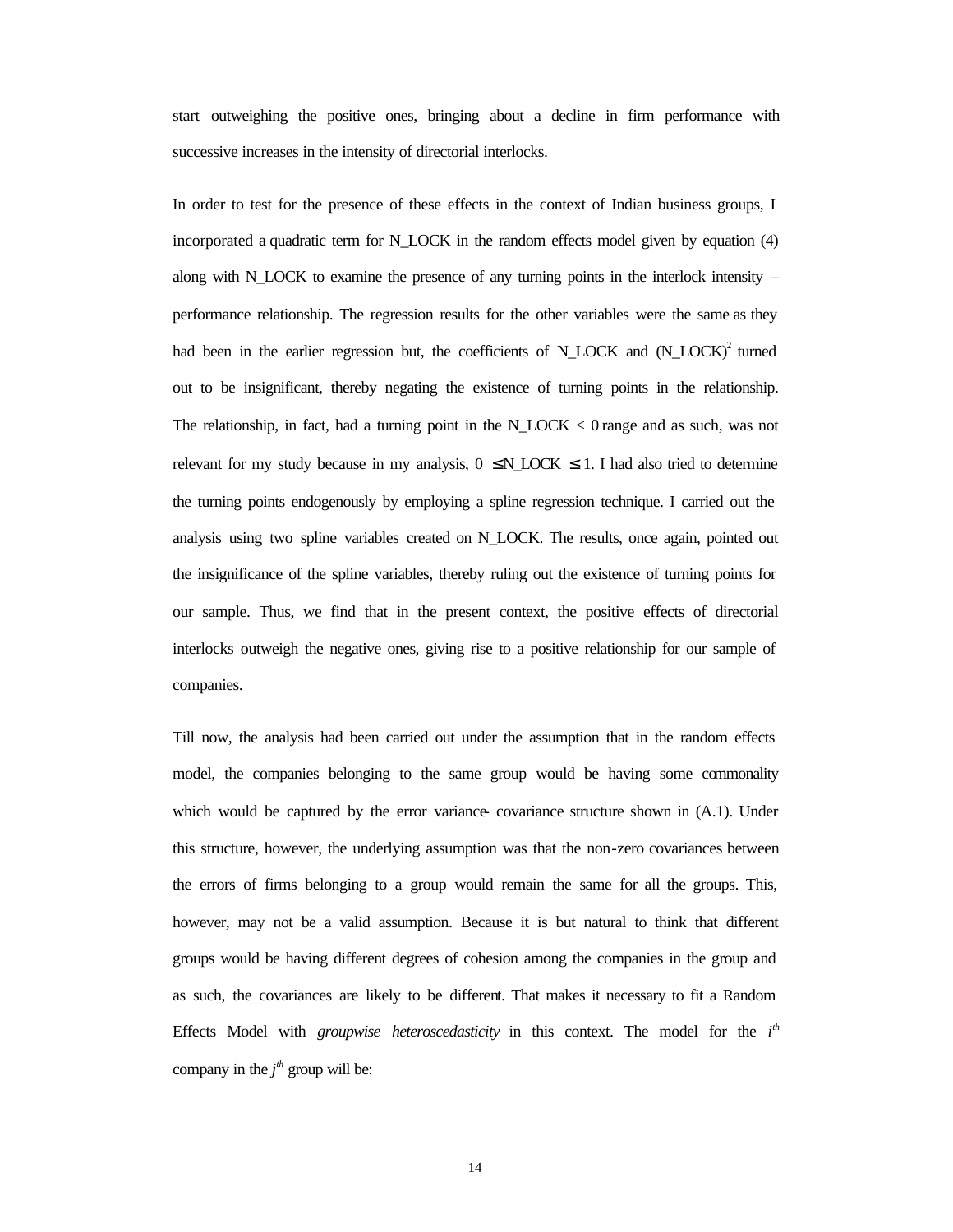start outweighing the positive ones, bringing about a decline in firm performance with successive increases in the intensity of directorial interlocks.

In order to test for the presence of these effects in the context of Indian business groups, I incorporated a quadratic term for N_LOCK in the random effects model given by equation (4) along with N_LOCK to examine the presence of any turning points in the interlock intensity – performance relationship. The regression results for the other variables were the same as they had been in the earlier regression but, the coefficients of N_LOCK and $(N\_LOCK)^2$ turned out to be insignificant, thereby negating the existence of turning points in the relationship. The relationship, in fact, had a turning point in the N_LOCK < 0 range and as such, was not relevant for my study because in my analysis, $0 \leq N\_LOCK \leq 1$. I had also tried to determine the turning points endogenously by employing a spline regression technique. I carried out the analysis using two spline variables created on N_LOCK. The results, once again, pointed out the insignificance of the spline variables, thereby ruling out the existence of turning points for our sample. Thus, we find that in the present context, the positive effects of directorial interlocks outweigh the negative ones, giving rise to a positive relationship for our sample of companies.

Till now, the analysis had been carried out under the assumption that in the random effects model, the companies belonging to the same group would be having some commonality which would be captured by the error variance- covariance structure shown in (A.1). Under this structure, however, the underlying assumption was that the non-zero covariances between the errors of firms belonging to a group would remain the same for all the groups. This, however, may not be a valid assumption. Because it is but natural to think that different groups would be having different degrees of cohesion among the companies in the group and as such, the covariances are likely to be different. That makes it necessary to fit a Random Effects Model with *groupwise heteroscedasticity* in this context. The model for the $i^{th}$ company in the $j^{th}$ group will be: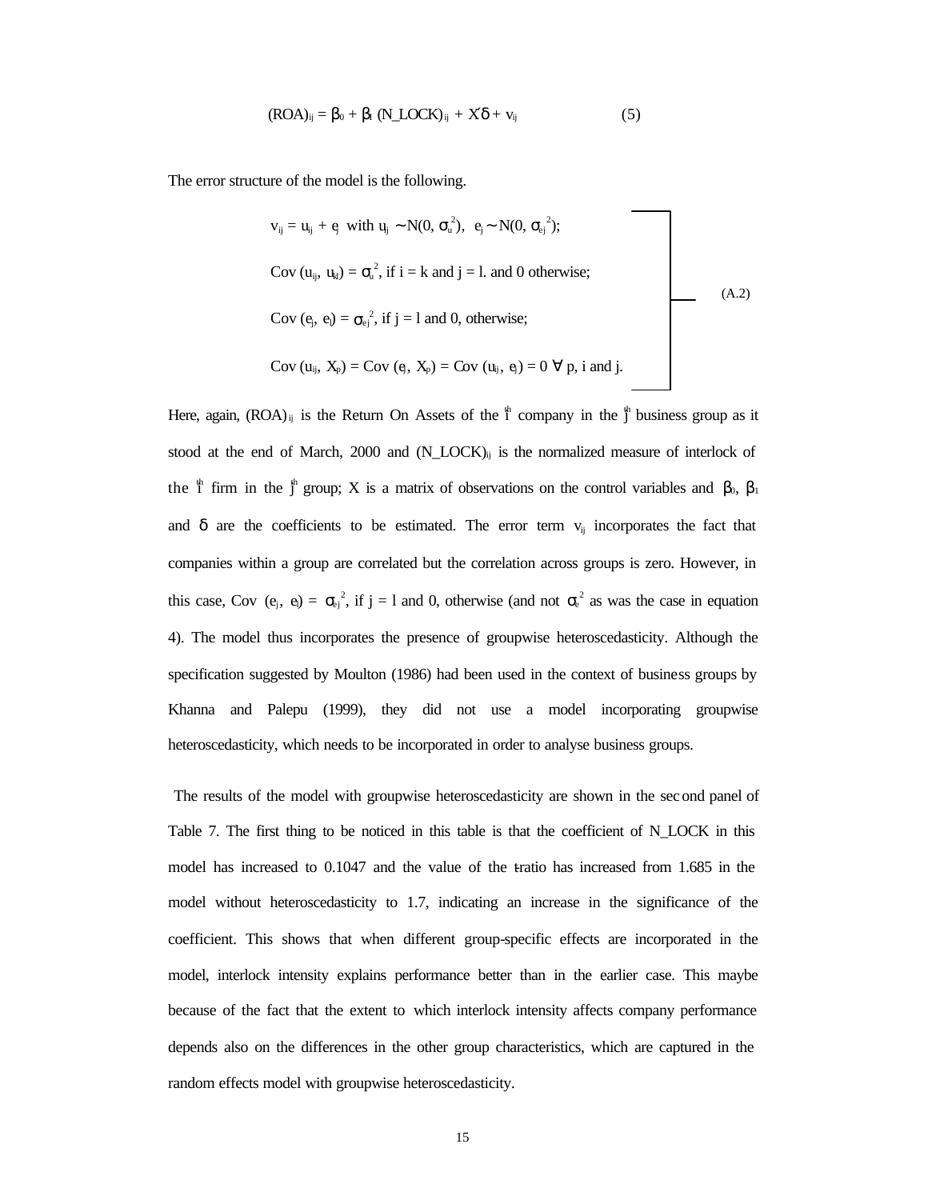$$(ROA)_{ij} = \beta_0 + \beta_1 (N\_LOCK)_{ij} + X'\delta + v_{ij} \qquad (5)$$

The error structure of the model is the following.

$$\left.\begin{array}{l} v_{ij} = u_{ij} + e_j \text{ with } u_{ij} \sim N(0, \sigma_u^2), \;\; e_j \sim N(0, \sigma_{ej}^2); \\ \\ Cov\,(u_{ij}, u_{kl}) = \sigma_u^2, \text{ if } i = k \text{ and } j = l. \text{ and 0 otherwise;} \\ \\ Cov\,(e_j, e_l) = \sigma_{ej}^2, \text{ if } j = l \text{ and 0, otherwise;} \\ \\ Cov\,(u_{ij}, X_p) = Cov\,(e_j, X_p) = Cov\,(u_{ij}, e_j) = 0 \;\forall\; p, \text{ i and j.} \end{array}\right] \qquad (A.2)$$

Here, again, $(ROA)_{ij}$ is the Return On Assets of the $i^{th}$ company in the $j^{th}$ business group as it stood at the end of March, 2000 and $(N\_LOCK)_{ij}$ is the normalized measure of interlock of the $i^{th}$ firm in the $j^{th}$ group; X is a matrix of observations on the control variables and $\beta_0$, $\beta_1$ and $\delta$ are the coefficients to be estimated. The error term $v_{ij}$ incorporates the fact that companies within a group are correlated but the correlation across groups is zero. However, in this case, Cov $(e_j, e_l) = \sigma_{ej}^2$, if j = l and 0, otherwise (and not $\sigma_e^2$ as was the case in equation 4). The model thus incorporates the presence of groupwise heteroscedasticity. Although the specification suggested by Moulton (1986) had been used in the context of business groups by Khanna and Palepu (1999), they did not use a model incorporating groupwise heteroscedasticity, which needs to be incorporated in order to analyse business groups.

The results of the model with groupwise heteroscedasticity are shown in the second panel of Table 7. The first thing to be noticed in this table is that the coefficient of N_LOCK in this model has increased to 0.1047 and the value of the t-ratio has increased from 1.685 in the model without heteroscedasticity to 1.7, indicating an increase in the significance of the coefficient. This shows that when different group-specific effects are incorporated in the model, interlock intensity explains performance better than in the earlier case. This maybe because of the fact that the extent to which interlock intensity affects company performance depends also on the differences in the other group characteristics, which are captured in the random effects model with groupwise heteroscedasticity.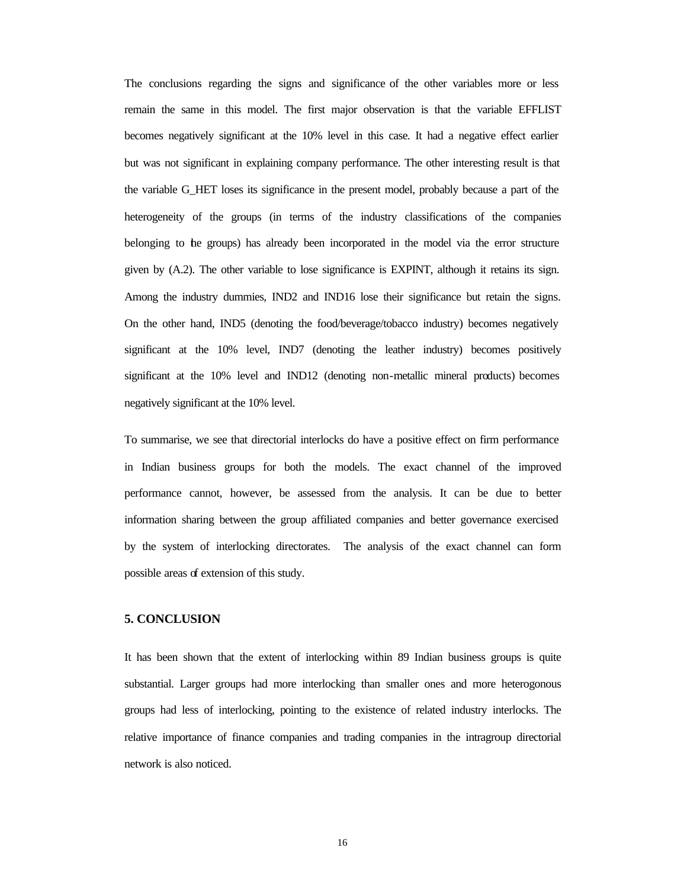The conclusions regarding the signs and significance of the other variables more or less remain the same in this model. The first major observation is that the variable EFFLIST becomes negatively significant at the 10% level in this case. It had a negative effect earlier but was not significant in explaining company performance. The other interesting result is that the variable G_HET loses its significance in the present model, probably because a part of the heterogeneity of the groups (in terms of the industry classifications of the companies belonging to the groups) has already been incorporated in the model via the error structure given by (A.2). The other variable to lose significance is EXPINT, although it retains its sign. Among the industry dummies, IND2 and IND16 lose their significance but retain the signs. On the other hand, IND5 (denoting the food/beverage/tobacco industry) becomes negatively significant at the 10% level, IND7 (denoting the leather industry) becomes positively significant at the 10% level and IND12 (denoting non-metallic mineral products) becomes negatively significant at the 10% level.

To summarise, we see that directorial interlocks do have a positive effect on firm performance in Indian business groups for both the models. The exact channel of the improved performance cannot, however, be assessed from the analysis. It can be due to better information sharing between the group affiliated companies and better governance exercised by the system of interlocking directorates. The analysis of the exact channel can form possible areas of extension of this study.

## 5. CONCLUSION

It has been shown that the extent of interlocking within 89 Indian business groups is quite substantial. Larger groups had more interlocking than smaller ones and more heterogonous groups had less of interlocking, pointing to the existence of related industry interlocks. The relative importance of finance companies and trading companies in the intragroup directorial network is also noticed.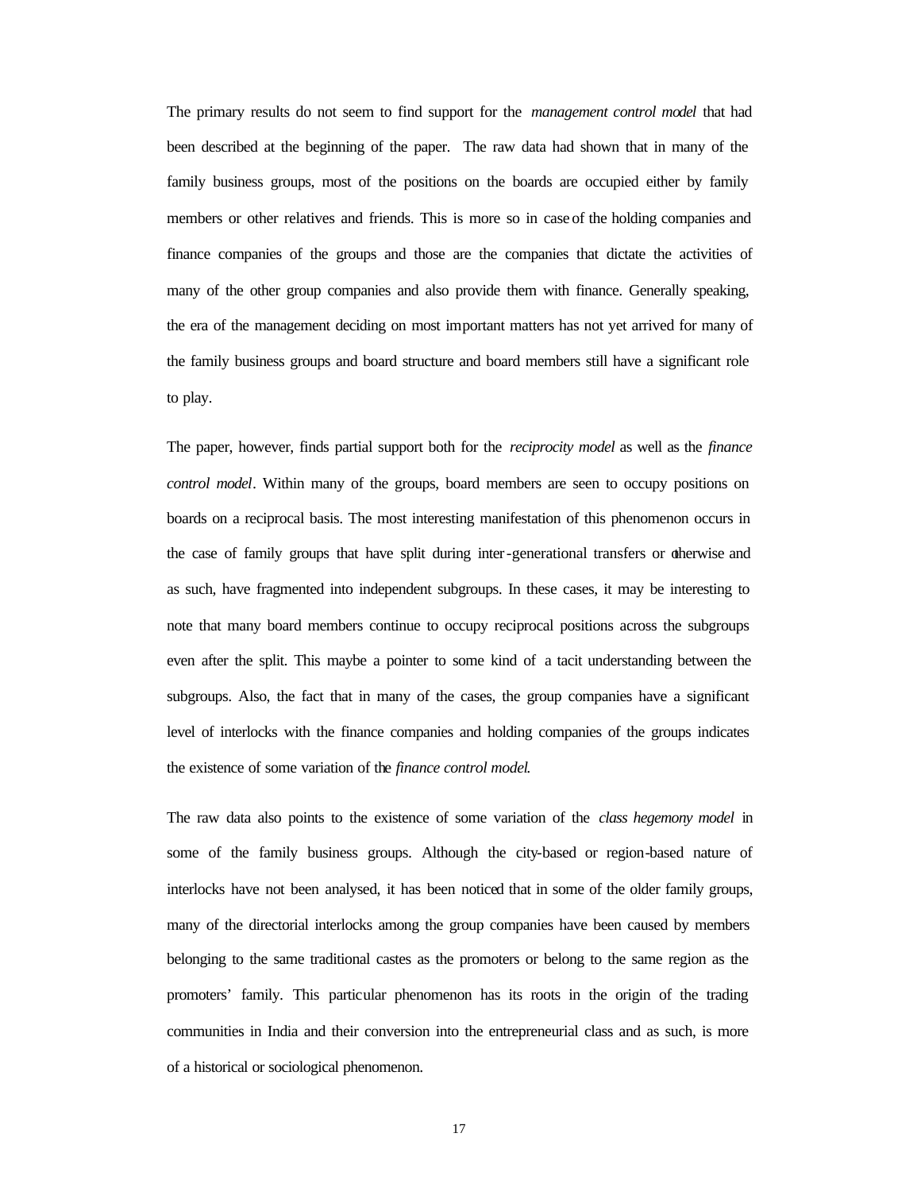The primary results do not seem to find support for the *management control model* that had been described at the beginning of the paper. The raw data had shown that in many of the family business groups, most of the positions on the boards are occupied either by family members or other relatives and friends. This is more so in case of the holding companies and finance companies of the groups and those are the companies that dictate the activities of many of the other group companies and also provide them with finance. Generally speaking, the era of the management deciding on most important matters has not yet arrived for many of the family business groups and board structure and board members still have a significant role to play.

The paper, however, finds partial support both for the *reciprocity model* as well as the *finance control model*. Within many of the groups, board members are seen to occupy positions on boards on a reciprocal basis. The most interesting manifestation of this phenomenon occurs in the case of family groups that have split during inter-generational transfers or otherwise and as such, have fragmented into independent subgroups. In these cases, it may be interesting to note that many board members continue to occupy reciprocal positions across the subgroups even after the split. This maybe a pointer to some kind of a tacit understanding between the subgroups. Also, the fact that in many of the cases, the group companies have a significant level of interlocks with the finance companies and holding companies of the groups indicates the existence of some variation of the *finance control model*.

The raw data also points to the existence of some variation of the *class hegemony model* in some of the family business groups. Although the city-based or region-based nature of interlocks have not been analysed, it has been noticed that in some of the older family groups, many of the directorial interlocks among the group companies have been caused by members belonging to the same traditional castes as the promoters or belong to the same region as the promoters' family. This particular phenomenon has its roots in the origin of the trading communities in India and their conversion into the entrepreneurial class and as such, is more of a historical or sociological phenomenon.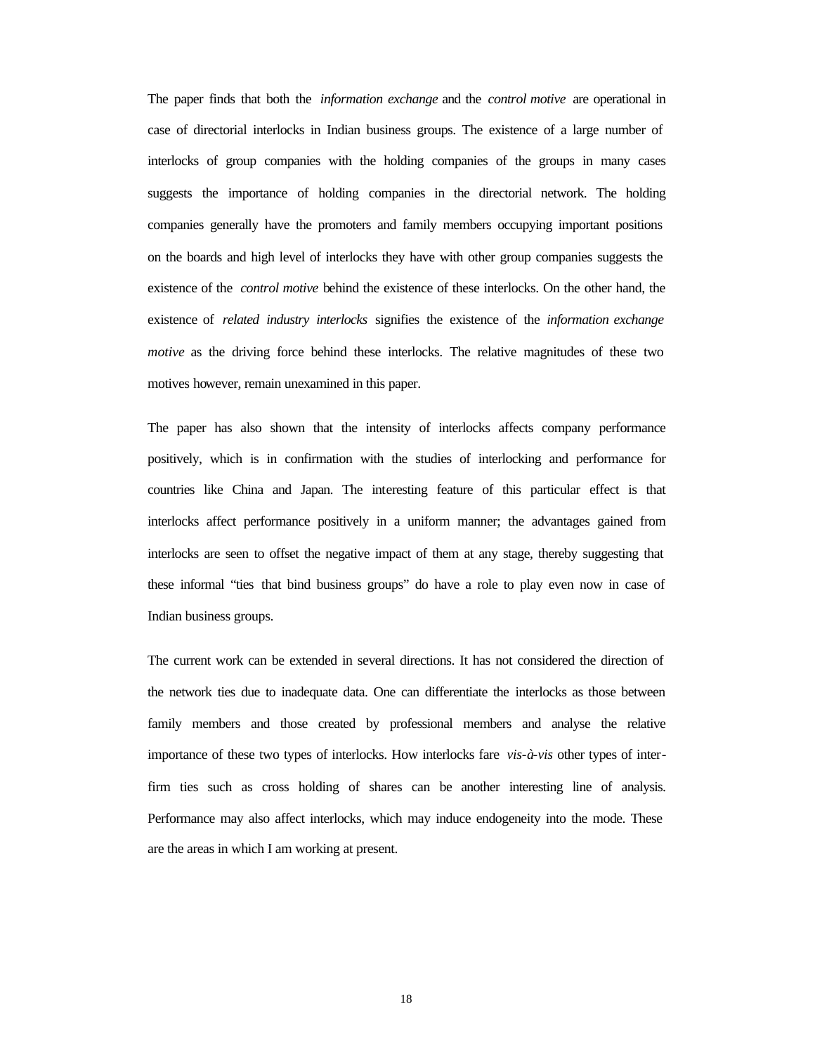The paper finds that both the *information exchange* and the *control motive* are operational in case of directorial interlocks in Indian business groups. The existence of a large number of interlocks of group companies with the holding companies of the groups in many cases suggests the importance of holding companies in the directorial network. The holding companies generally have the promoters and family members occupying important positions on the boards and high level of interlocks they have with other group companies suggests the existence of the *control motive* behind the existence of these interlocks. On the other hand, the existence of *related industry interlocks* signifies the existence of the *information exchange motive* as the driving force behind these interlocks. The relative magnitudes of these two motives however, remain unexamined in this paper.

The paper has also shown that the intensity of interlocks affects company performance positively, which is in confirmation with the studies of interlocking and performance for countries like China and Japan. The interesting feature of this particular effect is that interlocks affect performance positively in a uniform manner; the advantages gained from interlocks are seen to offset the negative impact of them at any stage, thereby suggesting that these informal "ties that bind business groups" do have a role to play even now in case of Indian business groups.

The current work can be extended in several directions. It has not considered the direction of the network ties due to inadequate data. One can differentiate the interlocks as those between family members and those created by professional members and analyse the relative importance of these two types of interlocks. How interlocks fare *vis-à-vis* other types of inter-firm ties such as cross holding of shares can be another interesting line of analysis. Performance may also affect interlocks, which may induce endogeneity into the mode. These are the areas in which I am working at present.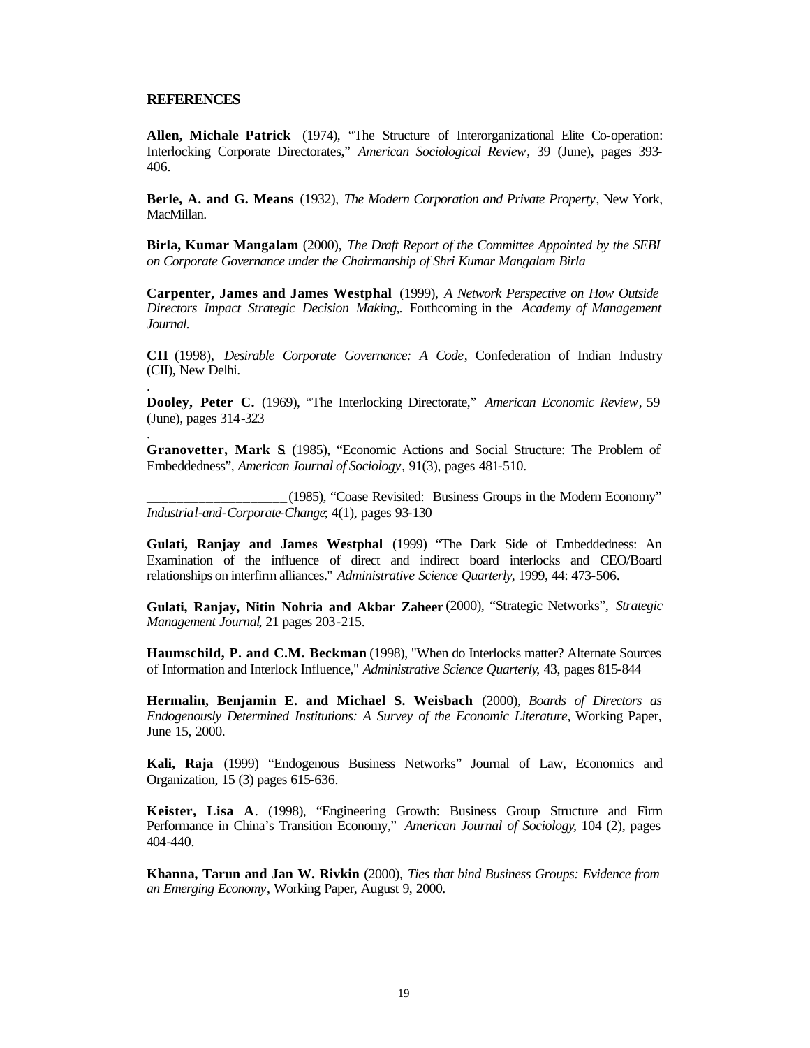## REFERENCES

**Allen, Michale Patrick** (1974), "The Structure of Interorganizational Elite Co-operation: Interlocking Corporate Directorates," *American Sociological Review*, 39 (June), pages 393-406.

**Berle, A. and G. Means** (1932), *The Modern Corporation and Private Property*, New York, MacMillan.

**Birla, Kumar Mangalam** (2000), *The Draft Report of the Committee Appointed by the SEBI on Corporate Governance under the Chairmanship of Shri Kumar Mangalam Birla*

**Carpenter, James and James Westphal** (1999), *A Network Perspective on How Outside Directors Impact Strategic Decision Making,.* Forthcoming in the *Academy of Management Journal.*

**CII** (1998), *Desirable Corporate Governance: A Code*, Confederation of Indian Industry (CII), New Delhi.

.

**Dooley, Peter C.** (1969), "The Interlocking Directorate," *American Economic Review*, 59 (June), pages 314-323

.

**Granovetter, Mark S**. (1985), "Economic Actions and Social Structure: The Problem of Embeddedness", *American Journal of Sociology*, 91(3), pages 481-510.

____________________ (1985), "Coase Revisited: Business Groups in the Modern Economy" *Industrial-and-Corporate-Change*; 4(1), pages 93-130

**Gulati, Ranjay and James Westphal** (1999) "The Dark Side of Embeddedness: An Examination of the influence of direct and indirect board interlocks and CEO/Board relationships on interfirm alliances." *Administrative Science Quarterly*, 1999, 44: 473-506.

**Gulati, Ranjay, Nitin Nohria and Akbar Zaheer** (2000), "Strategic Networks", *Strategic Management Journal*, 21 pages 203-215.

**Haumschild, P. and C.M. Beckman** (1998), "When do Interlocks matter? Alternate Sources of Information and Interlock Influence," *Administrative Science Quarterly*, 43, pages 815-844

**Hermalin, Benjamin E. and Michael S. Weisbach** (2000), *Boards of Directors as Endogenously Determined Institutions: A Survey of the Economic Literature*, Working Paper, June 15, 2000.

**Kali, Raja** (1999) "Endogenous Business Networks" Journal of Law, Economics and Organization, 15 (3) pages 615-636.

**Keister, Lisa A**. (1998), "Engineering Growth: Business Group Structure and Firm Performance in China's Transition Economy," *American Journal of Sociology*, 104 (2), pages 404-440.

**Khanna, Tarun and Jan W. Rivkin** (2000), *Ties that bind Business Groups: Evidence from an Emerging Economy*, Working Paper, August 9, 2000.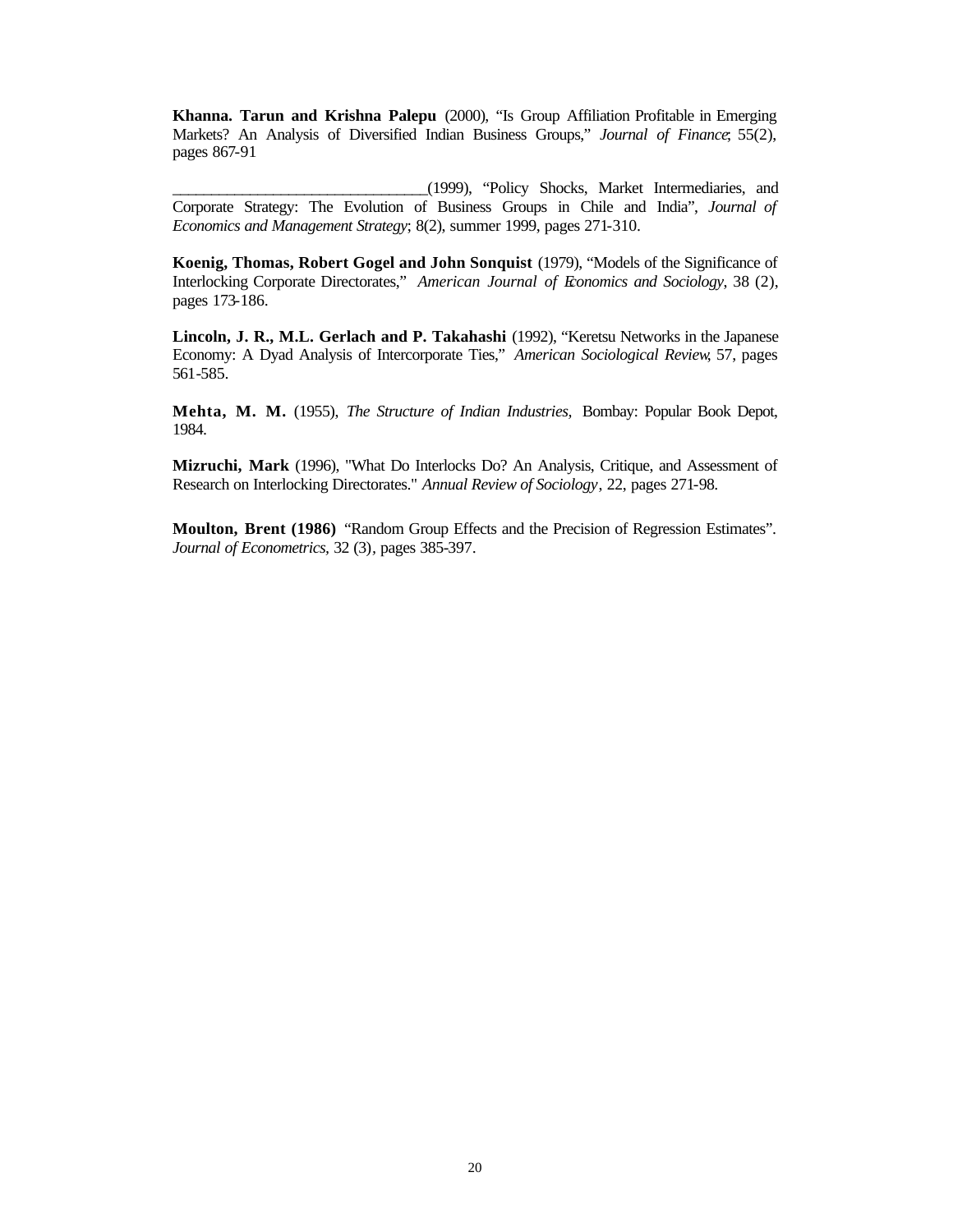**Khanna. Tarun and Krishna Palepu** (2000), "Is Group Affiliation Profitable in Emerging Markets? An Analysis of Diversified Indian Business Groups," *Journal of Finance*; 55(2), pages 867-91

________________________________(1999), "Policy Shocks, Market Intermediaries, and Corporate Strategy: The Evolution of Business Groups in Chile and India", *Journal of Economics and Management Strategy*; 8(2), summer 1999, pages 271-310.

**Koenig, Thomas, Robert Gogel and John Sonquist** (1979), "Models of the Significance of Interlocking Corporate Directorates," *American Journal of Economics and Sociology*, 38 (2), pages 173-186.

**Lincoln, J. R., M.L. Gerlach and P. Takahashi** (1992), "Keretsu Networks in the Japanese Economy: A Dyad Analysis of Intercorporate Ties," *American Sociological Review*, 57, pages 561-585.

**Mehta, M. M.** (1955), *The Structure of Indian Industries,* Bombay: Popular Book Depot, 1984.

**Mizruchi, Mark** (1996), "What Do Interlocks Do? An Analysis, Critique, and Assessment of Research on Interlocking Directorates." *Annual Review of Sociology*, 22, pages 271-98.

**Moulton, Brent (1986)** "Random Group Effects and the Precision of Regression Estimates". *Journal of Econometrics*, 32 (3), pages 385-397.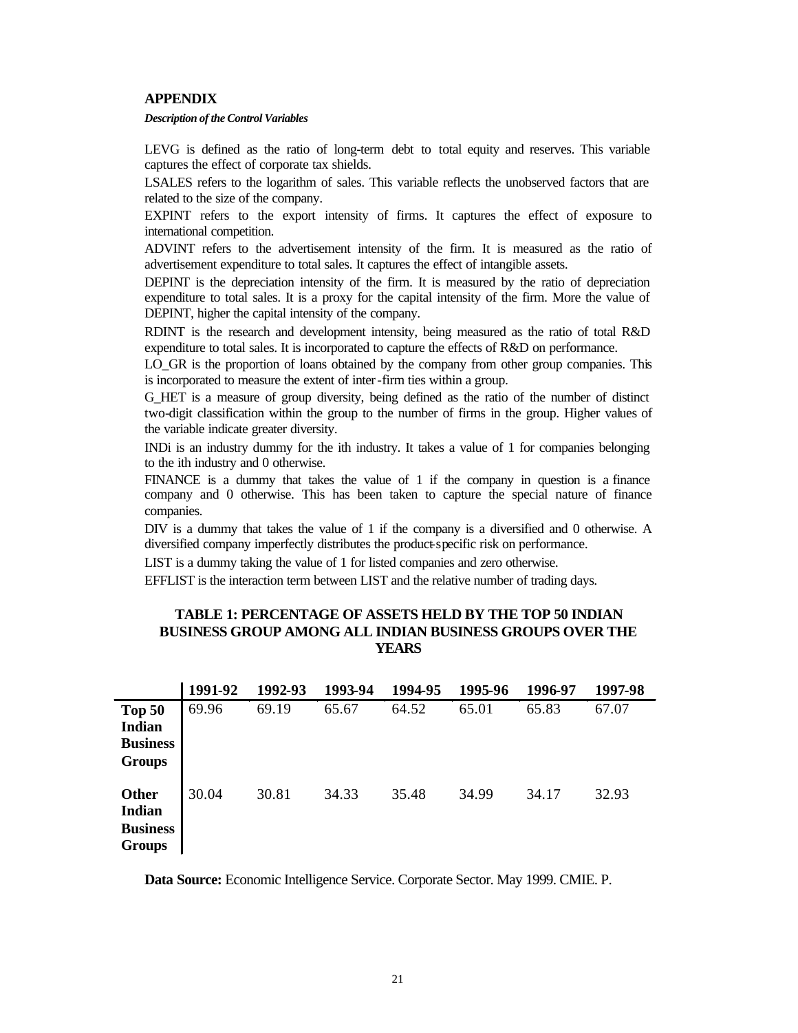## APPENDIX

***Description of the Control Variables***

LEVG is defined as the ratio of long-term debt to total equity and reserves. This variable captures the effect of corporate tax shields.

LSALES refers to the logarithm of sales. This variable reflects the unobserved factors that are related to the size of the company.

EXPINT refers to the export intensity of firms. It captures the effect of exposure to international competition.

ADVINT refers to the advertisement intensity of the firm. It is measured as the ratio of advertisement expenditure to total sales. It captures the effect of intangible assets.

DEPINT is the depreciation intensity of the firm. It is measured by the ratio of depreciation expenditure to total sales. It is a proxy for the capital intensity of the firm. More the value of DEPINT, higher the capital intensity of the company.

RDINT is the research and development intensity, being measured as the ratio of total R&D expenditure to total sales. It is incorporated to capture the effects of R&D on performance.

LO_GR is the proportion of loans obtained by the company from other group companies. This is incorporated to measure the extent of inter-firm ties within a group.

G_HET is a measure of group diversity, being defined as the ratio of the number of distinct two-digit classification within the group to the number of firms in the group. Higher values of the variable indicate greater diversity.

INDi is an industry dummy for the ith industry. It takes a value of 1 for companies belonging to the ith industry and 0 otherwise.

FINANCE is a dummy that takes the value of 1 if the company in question is a finance company and 0 otherwise. This has been taken to capture the special nature of finance companies.

DIV is a dummy that takes the value of 1 if the company is a diversified and 0 otherwise. A diversified company imperfectly distributes the product-specific risk on performance.

LIST is a dummy taking the value of 1 for listed companies and zero otherwise.

EFFLIST is the interaction term between LIST and the relative number of trading days.

### TABLE 1: PERCENTAGE OF ASSETS HELD BY THE TOP 50 INDIAN BUSINESS GROUP AMONG ALL INDIAN BUSINESS GROUPS OVER THE YEARS

| | 1991-92 | 1992-93 | 1993-94 | 1994-95 | 1995-96 | 1996-97 | 1997-98 |
|---|---|---|---|---|---|---|---|
| **Top 50 Indian Business Groups** | 69.96 | 69.19 | 65.67 | 64.52 | 65.01 | 65.83 | 67.07 |
| **Other Indian Business Groups** | 30.04 | 30.81 | 34.33 | 35.48 | 34.99 | 34.17 | 32.93 |

**Data Source:** Economic Intelligence Service. Corporate Sector. May 1999. CMIE. P.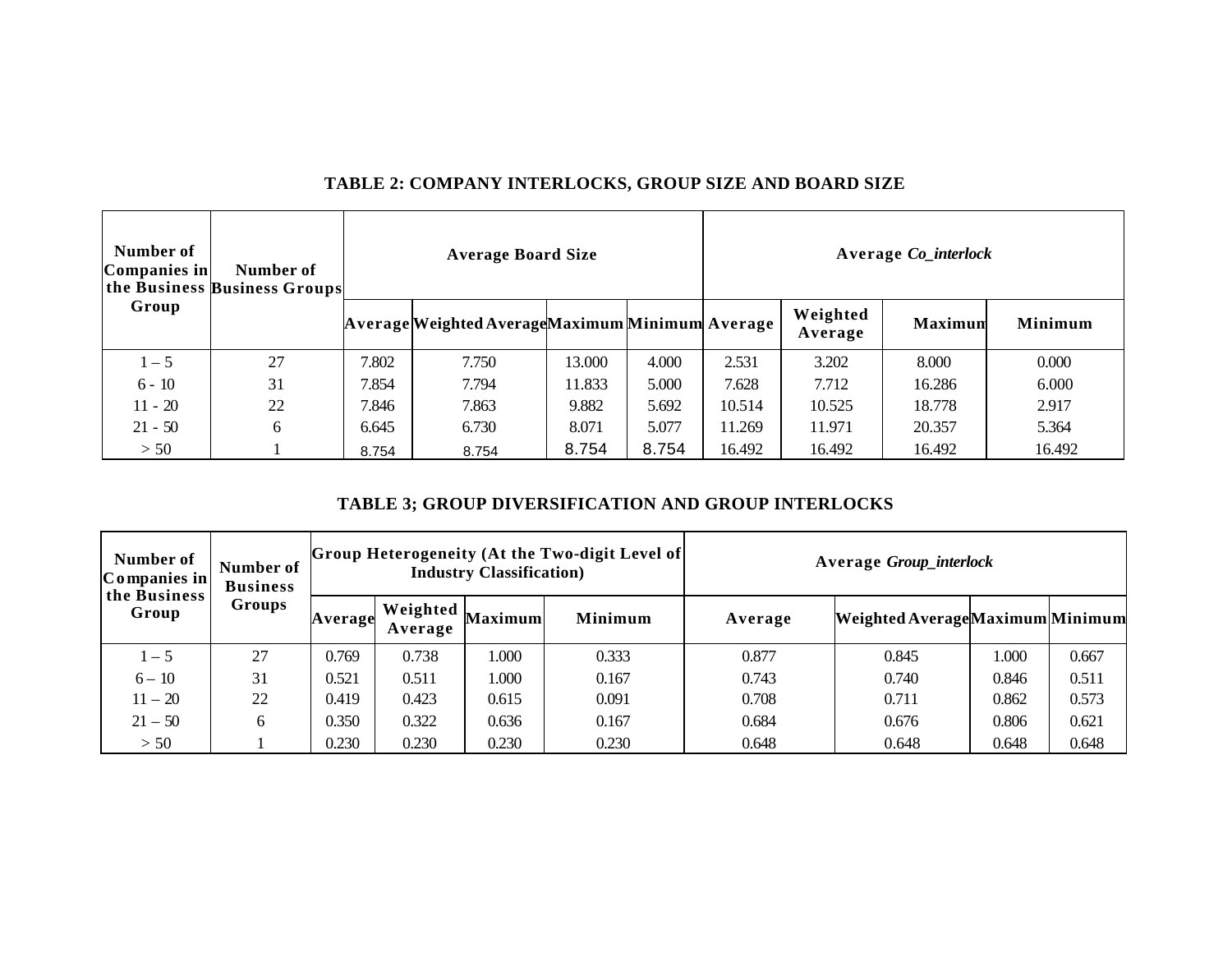**TABLE 2: COMPANY INTERLOCKS, GROUP SIZE AND BOARD SIZE**

| Number of Companies in the Business Group | Number of Business Groups | Average Board Size | | | | Average *Co_interlock* | | | |
|---|---|---|---|---|---|---|---|---|---|
| | | Average | Weighted Average | Maximum | Minimum | Average | Weighted Average | Maximum | Minimum |
| 1 – 5 | 27 | 7.802 | 7.750 | 13.000 | 4.000 | 2.531 | 3.202 | 8.000 | 0.000 |
| 6 - 10 | 31 | 7.854 | 7.794 | 11.833 | 5.000 | 7.628 | 7.712 | 16.286 | 6.000 |
| 11 - 20 | 22 | 7.846 | 7.863 | 9.882 | 5.692 | 10.514 | 10.525 | 18.778 | 2.917 |
| 21 - 50 | 6 | 6.645 | 6.730 | 8.071 | 5.077 | 11.269 | 11.971 | 20.357 | 5.364 |
| > 50 | 1 | 8.754 | 8.754 | 8.754 | 8.754 | 16.492 | 16.492 | 16.492 | 16.492 |

**TABLE 3; GROUP DIVERSIFICATION AND GROUP INTERLOCKS**

| Number of Companies in the Business Group | Number of Business Groups | Group Heterogeneity (At the Two-digit Level of Industry Classification) | | | | Average *Group_interlock* | | | |
|---|---|---|---|---|---|---|---|---|---|
| | | Average | Weighted Average | Maximum | Minimum | Average | Weighted Average | Maximum | Minimum |
| 1 – 5 | 27 | 0.769 | 0.738 | 1.000 | 0.333 | 0.877 | 0.845 | 1.000 | 0.667 |
| 6 – 10 | 31 | 0.521 | 0.511 | 1.000 | 0.167 | 0.743 | 0.740 | 0.846 | 0.511 |
| 11 – 20 | 22 | 0.419 | 0.423 | 0.615 | 0.091 | 0.708 | 0.711 | 0.862 | 0.573 |
| 21 – 50 | 6 | 0.350 | 0.322 | 0.636 | 0.167 | 0.684 | 0.676 | 0.806 | 0.621 |
| > 50 | 1 | 0.230 | 0.230 | 0.230 | 0.230 | 0.648 | 0.648 | 0.648 | 0.648 |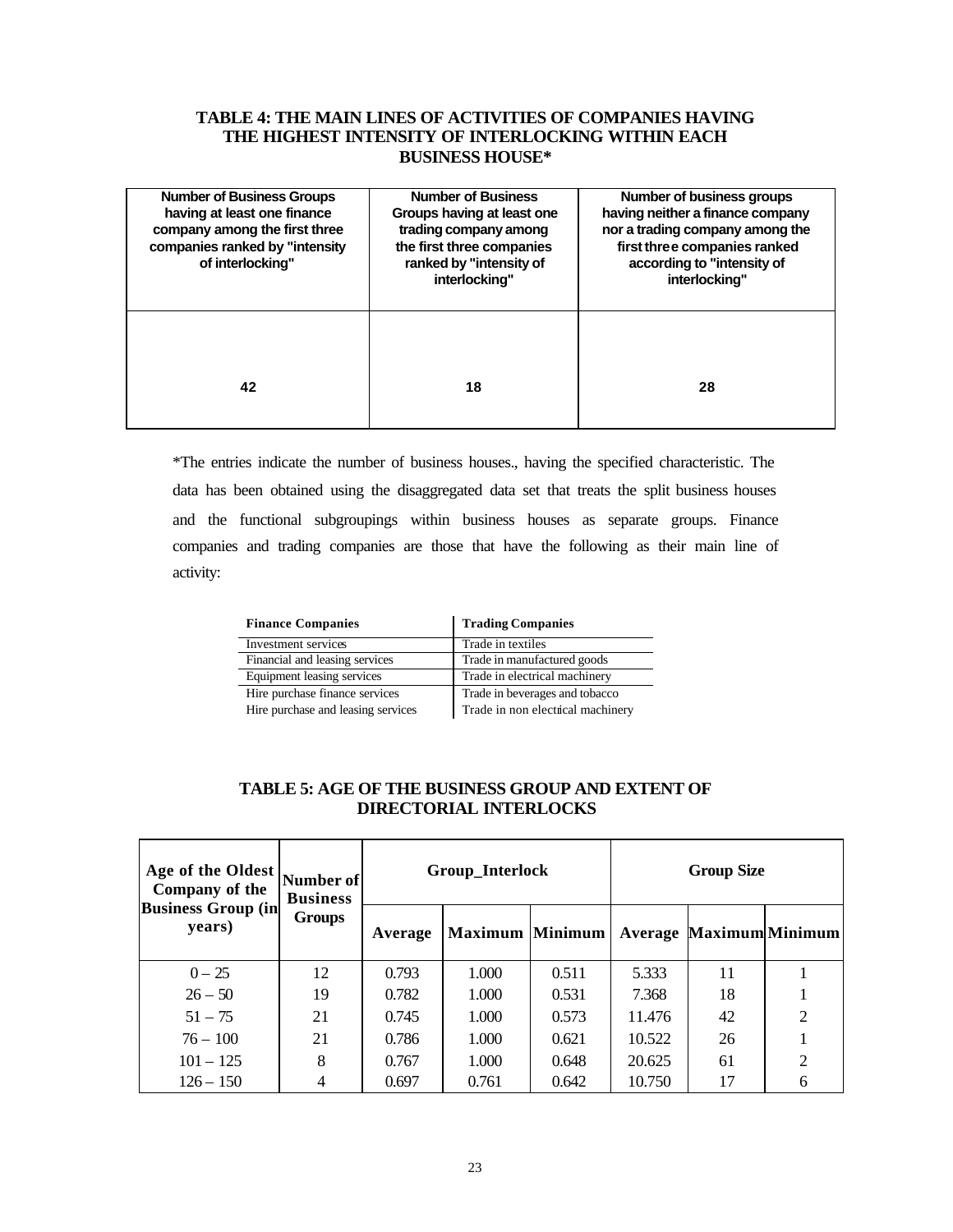**TABLE 4: THE MAIN LINES OF ACTIVITIES OF COMPANIES HAVING THE HIGHEST INTENSITY OF INTERLOCKING WITHIN EACH BUSINESS HOUSE***

| Number of Business Groups having at least one finance company among the first three companies ranked by "intensity of interlocking" | Number of Business Groups having at least one trading company among the first three companies ranked by "intensity of interlocking" | Number of business groups having neither a finance company nor a trading company among the first three companies ranked according to "intensity of interlocking" |
|---|---|---|
| 42 | 18 | 28 |

*The entries indicate the number of business houses., having the specified characteristic. The data has been obtained using the disaggregated data set that treats the split business houses and the functional subgroupings within business houses as separate groups. Finance companies and trading companies are those that have the following as their main line of activity:

| Finance Companies | Trading Companies |
|---|---|
| Investment services | Trade in textiles |
| Financial and leasing services | Trade in manufactured goods |
| Equipment leasing services | Trade in electrical machinery |
| Hire purchase finance services | Trade in beverages and tobacco |
| Hire purchase and leasing services | Trade in non electrical machinery |

**TABLE 5: AGE OF THE BUSINESS GROUP AND EXTENT OF DIRECTORIAL INTERLOCKS**

| Age of the Oldest Company of the Business Group (in years) | Number of Business Groups | Group_Interlock | | | Group Size | | |
|---|---|---|---|---|---|---|---|
| | | Average | Maximum | Minimum | Average | Maximum | Minimum |
| 0 – 25 | 12 | 0.793 | 1.000 | 0.511 | 5.333 | 11 | 1 |
| 26 – 50 | 19 | 0.782 | 1.000 | 0.531 | 7.368 | 18 | 1 |
| 51 – 75 | 21 | 0.745 | 1.000 | 0.573 | 11.476 | 42 | 2 |
| 76 – 100 | 21 | 0.786 | 1.000 | 0.621 | 10.522 | 26 | 1 |
| 101 – 125 | 8 | 0.767 | 1.000 | 0.648 | 20.625 | 61 | 2 |
| 126 – 150 | 4 | 0.697 | 0.761 | 0.642 | 10.750 | 17 | 6 |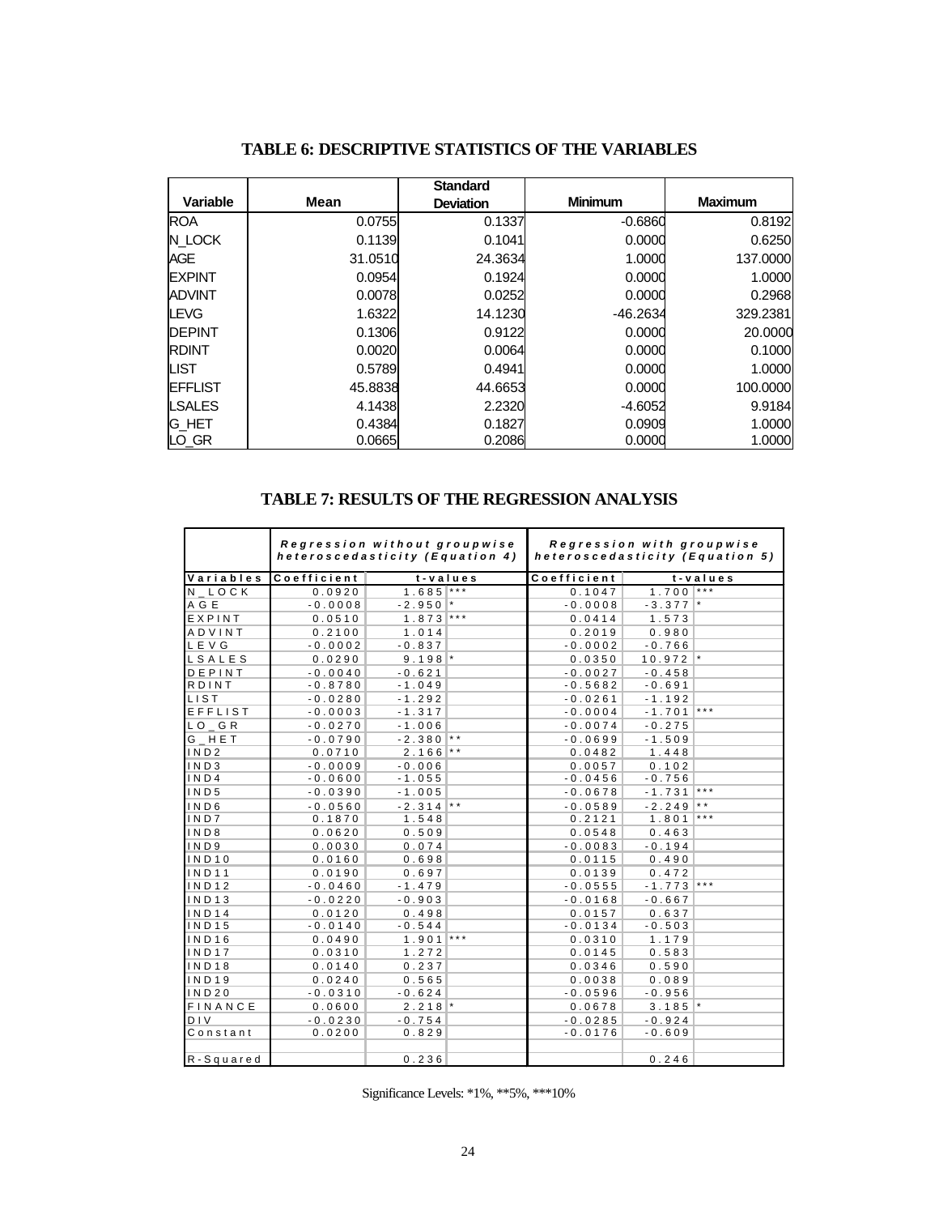**TABLE 6: DESCRIPTIVE STATISTICS OF THE VARIABLES**

| Variable | Mean | Standard Deviation | Minimum | Maximum |
|---|---|---|---|---|
| ROA | 0.0755 | 0.1337 | -0.6860 | 0.8192 |
| N_LOCK | 0.1139 | 0.1041 | 0.0000 | 0.6250 |
| AGE | 31.0510 | 24.3634 | 1.0000 | 137.0000 |
| EXPINT | 0.0954 | 0.1924 | 0.0000 | 1.0000 |
| ADVINT | 0.0078 | 0.0252 | 0.0000 | 0.2968 |
| LEVG | 1.6322 | 14.1230 | -46.2634 | 329.2381 |
| DEPINT | 0.1306 | 0.9122 | 0.0000 | 20.0000 |
| RDINT | 0.0020 | 0.0064 | 0.0000 | 0.1000 |
| LIST | 0.5789 | 0.4941 | 0.0000 | 1.0000 |
| EFFLIST | 45.8838 | 44.6653 | 0.0000 | 100.0000 |
| LSALES | 4.1438 | 2.2320 | -4.6052 | 9.9184 |
| G_HET | 0.4384 | 0.1827 | 0.0909 | 1.0000 |
| LO_GR | 0.0665 | 0.2086 | 0.0000 | 1.0000 |

**TABLE 7: RESULTS OF THE REGRESSION ANALYSIS**

| | *Regression without groupwise heteroscedasticity (Equation 4)* | | | *Regression with groupwise heteroscedasticity (Equation 5)* | | |
|---|---|---|---|---|---|---|
| Variables | Coefficient | t-values | | Coefficient | t-values | |
| N_LOCK | 0.0920 | 1.685 | *** | 0.1047 | 1.700 | *** |
| AGE | -0.0008 | -2.950 | * | -0.0008 | -3.377 | * |
| EXPINT | 0.0510 | 1.873 | *** | 0.0414 | 1.573 | |
| ADVINT | 0.2100 | 1.014 | | 0.2019 | 0.980 | |
| LEVG | -0.0002 | -0.837 | | -0.0002 | -0.766 | |
| LSALES | 0.0290 | 9.198 | * | 0.0350 | 10.972 | * |
| DEPINT | -0.0040 | -0.621 | | -0.0027 | -0.458 | |
| RDINT | -0.8780 | -1.049 | | -0.5682 | -0.691 | |
| LIST | -0.0280 | -1.292 | | -0.0261 | -1.192 | |
| EFFLIST | -0.0003 | -1.317 | | -0.0004 | -1.701 | *** |
| LO_GR | -0.0270 | -1.006 | | -0.0074 | -0.275 | |
| G_HET | -0.0790 | -2.380 | ** | -0.0699 | -1.509 | |
| IND2 | 0.0710 | 2.166 | ** | 0.0482 | 1.448 | |
| IND3 | -0.0009 | -0.006 | | 0.0057 | 0.102 | |
| IND4 | -0.0600 | -1.055 | | -0.0456 | -0.756 | |
| IND5 | -0.0390 | -1.005 | | -0.0678 | -1.731 | *** |
| IND6 | -0.0560 | -2.314 | ** | -0.0589 | -2.249 | ** |
| IND7 | 0.1870 | 1.548 | | 0.2121 | 1.801 | *** |
| IND8 | 0.0620 | 0.509 | | 0.0548 | 0.463 | |
| IND9 | 0.0030 | 0.074 | | -0.0083 | -0.194 | |
| IND10 | 0.0160 | 0.698 | | 0.0115 | 0.490 | |
| IND11 | 0.0190 | 0.697 | | 0.0139 | 0.472 | |
| IND12 | -0.0460 | -1.479 | | -0.0555 | -1.773 | *** |
| IND13 | -0.0220 | -0.903 | | -0.0168 | -0.667 | |
| IND14 | 0.0120 | 0.498 | | 0.0157 | 0.637 | |
| IND15 | -0.0140 | -0.544 | | -0.0134 | -0.503 | |
| IND16 | 0.0490 | 1.901 | *** | 0.0310 | 1.179 | |
| IND17 | 0.0310 | 1.272 | | 0.0145 | 0.583 | |
| IND18 | 0.0140 | 0.237 | | 0.0346 | 0.590 | |
| IND19 | 0.0240 | 0.565 | | 0.0038 | 0.089 | |
| IND20 | -0.0310 | -0.624 | | -0.0596 | -0.956 | |
| FINANCE | 0.0600 | 2.218 | * | 0.0678 | 3.185 | * |
| DIV | -0.0230 | -0.754 | | -0.0285 | -0.924 | |
| Constant | 0.0200 | 0.829 | | -0.0176 | -0.609 | |
| | | | | | | |
| R-Squared | | 0.236 | | | 0.246 | |

Significance Levels: *1%, **5%, ***10%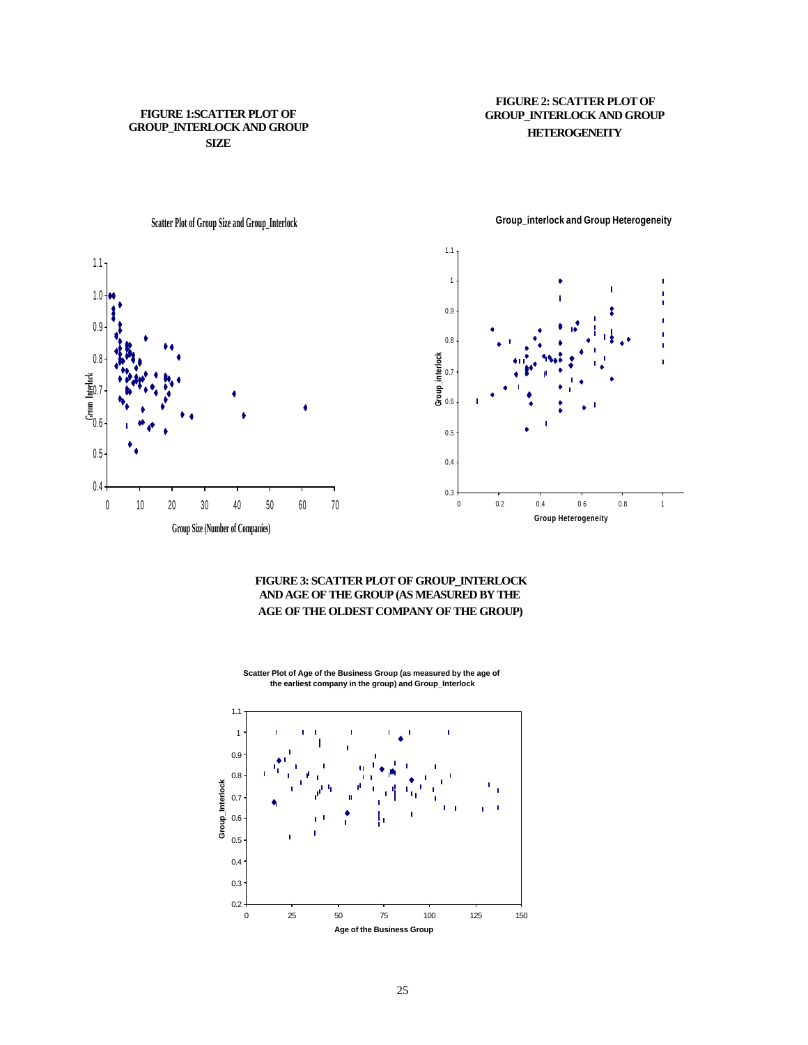**FIGURE 1:SCATTER PLOT OF GROUP_INTERLOCK AND GROUP SIZE**

**FIGURE 2: SCATTER PLOT OF GROUP_INTERLOCK AND GROUP HETEROGENEITY**

Scatter Plot of Group Size and Group_Interlock

Group_interlock and Group Heterogeneity

**FIGURE 3: SCATTER PLOT OF GROUP_INTERLOCK AND AGE OF THE GROUP (AS MEASURED BY THE AGE OF THE OLDEST COMPANY OF THE GROUP)**

Scatter Plot of Age of the Business Group (as measured by the age of the earliest company in the group) and Group_Interlock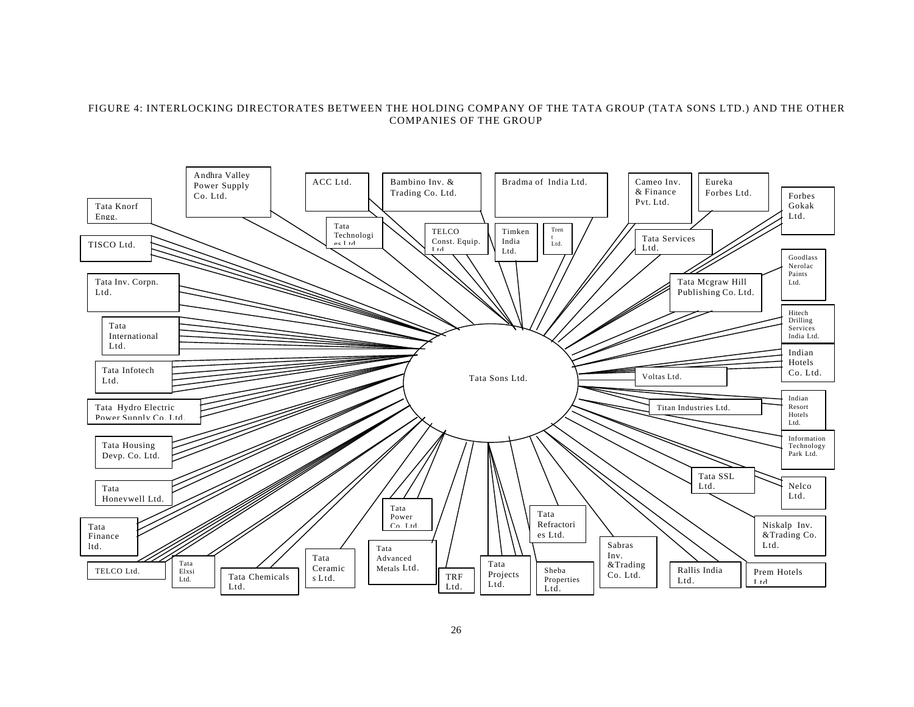FIGURE 4: INTERLOCKING DIRECTORATES BETWEEN THE HOLDING COMPANY OF THE TATA GROUP (TATA SONS LTD.) AND THE OTHER COMPANIES OF THE GROUP

Tata Sons Ltd.

Andhra Valley Power Supply Co. Ltd.

ACC Ltd.

Bambino Inv. & Trading Co. Ltd.

Bradma of India Ltd.

Cameo Inv. & Finance Pvt. Ltd.

Eureka Forbes Ltd.

Forbes Gokak Ltd.

Tata Knorf Engg.

TISCO Ltd.

Tata Technologies Ltd.

TELCO Const. Equip. Ltd.

Timken India Ltd.

Trent Ltd.

Tata Services Ltd.

Goodlass Nerolac Paints Ltd.

Tata Inv. Corpn. Ltd.

Tata Mcgraw Hill Publishing Co. Ltd.

Tata International Ltd.

Hitech Drilling Services India Ltd.

Tata Infotech Ltd.

Indian Hotels Co. Ltd.

Voltas Ltd.

Tata Hydro Electric Power Supply Co. Ltd.

Indian Resort Hotels Ltd.

Titan Industries Ltd.

Tata Housing Devp. Co. Ltd.

Information Technology Park Ltd.

Tata SSL Ltd.

Tata Honeywell Ltd.

Nelco Ltd.

Tata Power Co. Ltd.

Tata Refractories Ltd.

Niskalp Inv. &Trading Co. Ltd.

Tata Finance ltd.

Sabras Inv. &Trading Co. Ltd.

Tata Advanced Metals Ltd.

TELCO Ltd.

Tata Elxsi Ltd.

Tata Chemicals Ltd.

Tata Ceramics Ltd.

TRF Ltd.

Tata Projects Ltd.

Sheba Properties Ltd.

Rallis India Ltd.

Prem Hotels Ltd.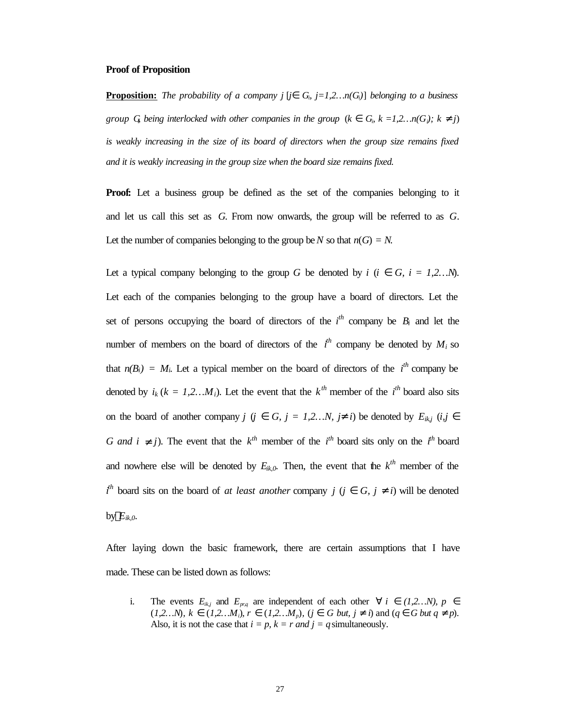**Proof of Proposition**

**Proposition:** *The probability of a company j [$j \in G_i$, $j=1,2\ldots n(G_i)$] belonging to a business group $G_i$ being interlocked with other companies in the group ($k \in G_i$, $k = 1,2\ldots n(G_i)$; $k \neq j$) is weakly increasing in the size of its board of directors when the group size remains fixed and it is weakly increasing in the group size when the board size remains fixed.*

**Proof:** Let a business group be defined as the set of the companies belonging to it and let us call this set as $G$. From now onwards, the group will be referred to as $G$. Let the number of companies belonging to the group be $N$ so that $n(G) = N$.

Let a typical company belonging to the group $G$ be denoted by $i$ ($i \in G$, $i = 1,2\ldots N$). Let each of the companies belonging to the group have a board of directors. Let the set of persons occupying the board of directors of the $i^{th}$ company be $B_i$ and let the number of members on the board of directors of the $i^{th}$ company be denoted by $M_i$ so that $n(B_i) = M_i$. Let a typical member on the board of directors of the $i^{th}$ company be denoted by $i_k$ ($k = 1,2\ldots M_i$). Let the event that the $k^{th}$ member of the $i^{th}$ board also sits on the board of another company $j$ ($j \in G$, $j = 1,2\ldots N$, $j \neq i$) be denoted by $E_{ik,j}$ ($i,j \in G$ *and* $i \neq j$). The event that the $k^{th}$ member of the $i^{th}$ board sits only on the $i^{th}$ board and nowhere else will be denoted by $E_{ik,0}$. Then, the event that the $k^{th}$ member of the $i^{th}$ board sits on the board of *at least another* company $j$ ($j \in G$, $j \neq i$) will be denoted by $\neg E_{ik,0}$.

After laying down the basic framework, there are certain assumptions that I have made. These can be listed down as follows:

i. The events $E_{ik,j}$ and $E_{pr,q}$ are independent of each other $\forall\ i \in (1,2\ldots N)$, $p \in (1,2\ldots N)$, $k \in (1,2\ldots M_i)$, $r \in (1,2\ldots M_p)$, ($j \in G$ *but*, $j \neq i$) and ($q \in G$ *but* $q \neq p$). Also, it is not the case that $i = p$, $k = r$ *and* $j = q$ simultaneously.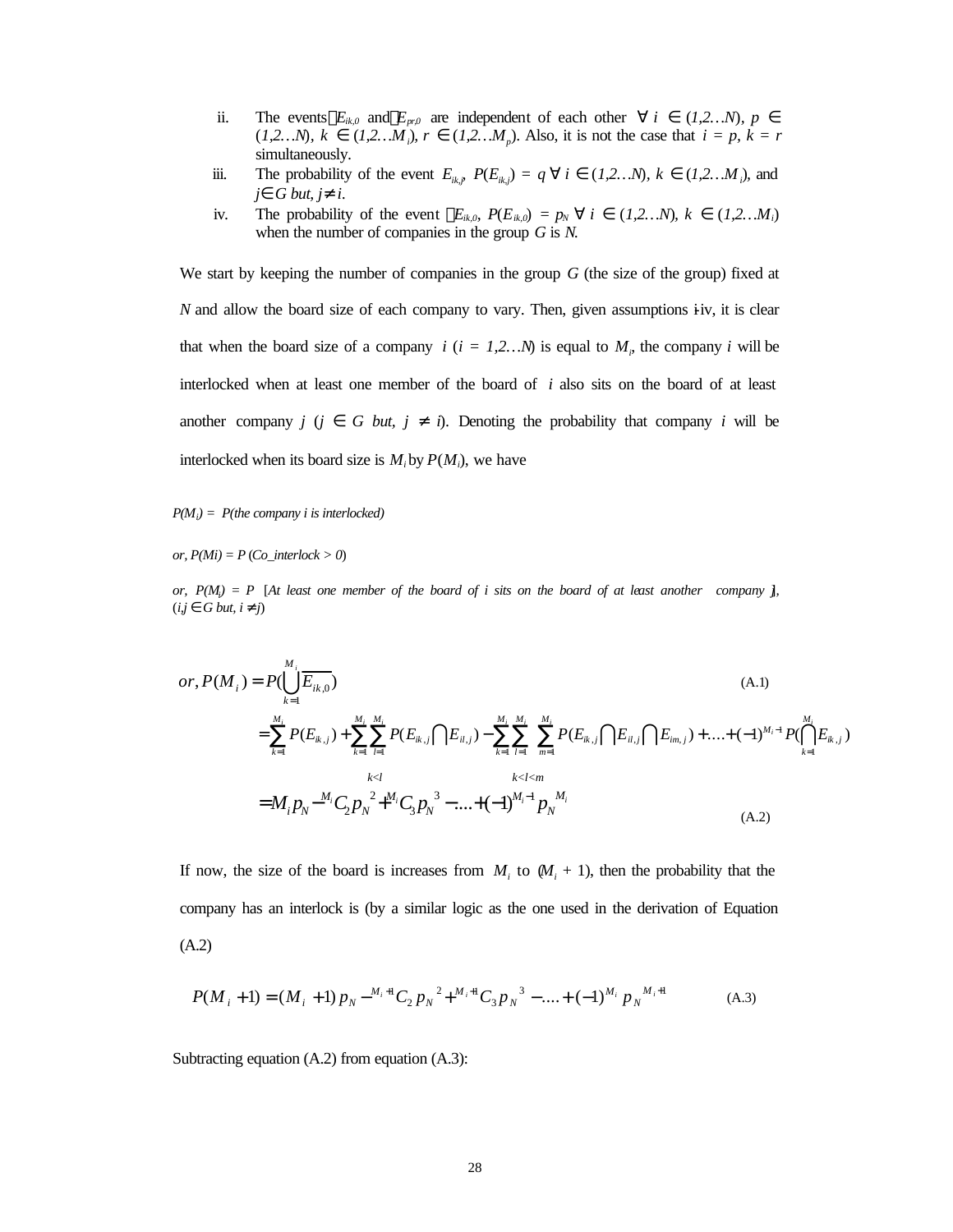ii. The events $\overline{E_{ik,0}}$ and $\overline{E_{pr,0}}$ are independent of each other $\forall$ $i \in (1,2\ldots N)$, $p \in (1,2\ldots N)$, $k \in (1,2\ldots M_i)$, $r \in (1,2\ldots M_p)$. Also, it is not the case that $i = p$, $k = r$ simultaneously.

iii. The probability of the event $E_{ik,j}$, $P(E_{ik,j}) = q$ $\forall$ $i \in (1,2\ldots N)$, $k \in (1,2\ldots M_i)$, and $j \in G$ *but*, $j \neq i$.

iv. The probability of the event $\overline{E_{ik,0}}$, $P(\overline{E_{ik,0}}) = p_N$ $\forall$ $i \in (1,2\ldots N)$, $k \in (1,2\ldots M_i)$ when the number of companies in the group $G$ is $N$.

We start by keeping the number of companies in the group $G$ (the size of the group) fixed at $N$ and allow the board size of each company to vary. Then, given assumptions i-iv, it is clear that when the board size of a company $i$ ($i = 1,2\ldots N$) is equal to $M_i$, the company $i$ will be interlocked when at least one member of the board of $i$ also sits on the board of at least another company $j$ ($j \in G$ *but*, $j \neq i$). Denoting the probability that company $i$ will be interlocked when its board size is $M_i$ by $P(M_i)$, we have

*P(M$_i$) = P(the company i is interlocked)*

*or,* $P(M_i) = P\,(Co\_interlock > 0)$

*or,* $P(M_i) = P$ [*At least one member of the board of i sits on the board of at least another company j*], ($i,j \in G$ *but*, $i \neq j$)

$$or, P(M_i) = P\left(\bigcup_{k=1}^{M_i} \overline{E_{ik,0}}\right) \tag{A.1}$$

$$= \sum_{k=1}^{M_i} P(E_{ik,j}) + \sum_{\substack{k=1 \\ k<l}}^{M_i}\sum_{l=1}^{M_i} P(E_{ik,j} \bigcap E_{il,j}) - \sum_{\substack{k=1 \\ k<l<m}}^{M_i}\sum_{l=1}^{M_i}\sum_{m=1}^{M_i} P(E_{ik,j} \bigcap E_{il,j} \bigcap E_{im,j}) + \ldots + (-1)^{M_i - 1} P\left(\bigcap_{k=1}^{M_i} E_{ik,j}\right)$$

$$= M_i p_N - {}^{M_i}C_2\, p_N^{\,2} + {}^{M_i}C_3\, p_N^{\,3} - \ldots + (-1)^{M_i - 1} p_N^{\,M_i} \tag{A.2}$$

If now, the size of the board is increases from $M_i$ to $(M_i + 1)$, then the probability that the company has an interlock is (by a similar logic as the one used in the derivation of Equation (A.2)

$$P(M_i + 1) = (M_i + 1)\, p_N - {}^{M_i+1}C_2\, p_N^{\,2} + {}^{M_i+1}C_3\, p_N^{\,3} - \ldots + (-1)^{M_i} p_N^{\,M_i + 1} \tag{A.3}$$

Subtracting equation (A.2) from equation (A.3):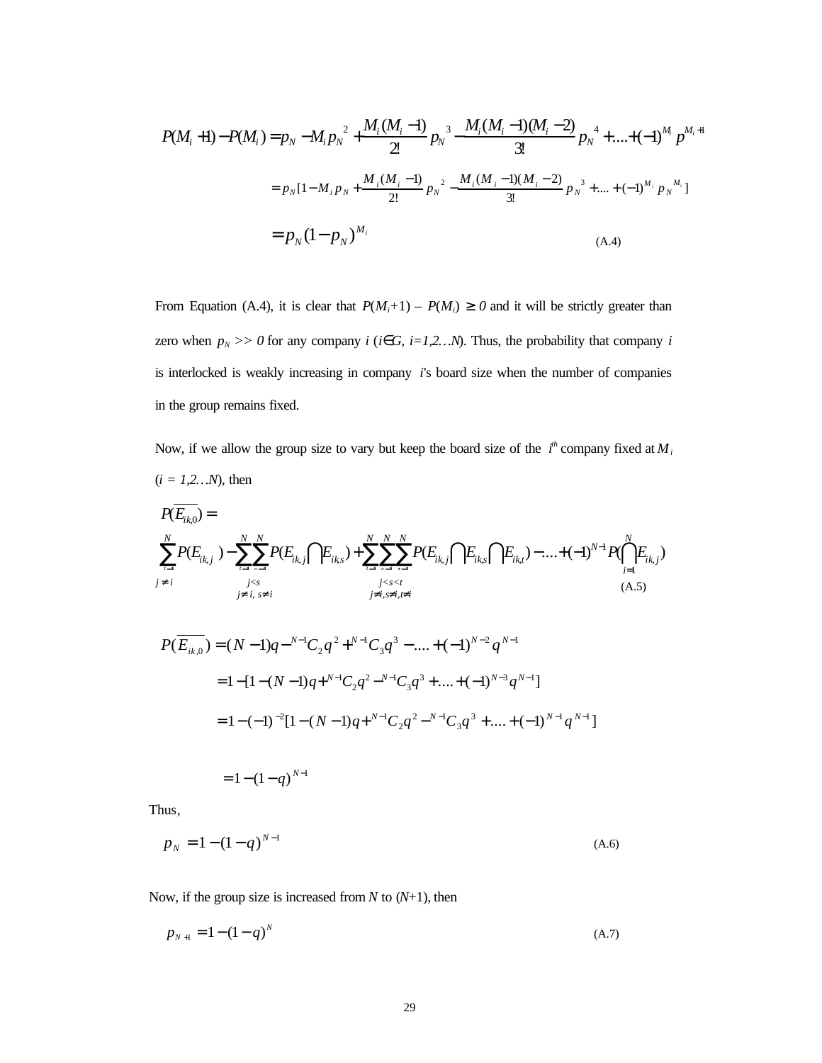$$P(M_i+1)-P(M_i)=p_N - M_i p_N{}^2 + \frac{M_i(M_i-1)}{2!}p_N{}^3 - \frac{M_i(M_i-1)(M_i-2)}{3!}p_N{}^4 + ....+(-1)^{M_i} p^{M_i+1}$$

$$= p_N[1-M_i p_N + \frac{M_i(M_i-1)}{2!}p_N{}^2 - \frac{M_i(M_i-1)(M_i-2)}{3!}p_N{}^3 + ....+(-1)^{M_i} p_N{}^{M_i}]$$

$$= p_N(1-p_N)^{M_i} \tag{A.4}$$

From Equation (A.4), it is clear that $P(M_i+1) - P(M_i) \geq 0$ and it will be strictly greater than zero when $p_N >> 0$ for any company $i$ ($i \in G$, $i=1,2\ldots N$). Thus, the probability that company $i$ is interlocked is weakly increasing in company $i$'s board size when the number of companies in the group remains fixed.

Now, if we allow the group size to vary but keep the board size of the $i^{th}$ company fixed at $M_i$ ($i = 1,2\ldots N$), then

$$P(\overline{E_{ik,0}}) = \sum_{\substack{j=1 \\ j\neq i}}^{N} P(E_{ik,j}) - \sum_{\substack{j=1 \\ j<s \\ j\neq i,\, s\neq i}}^{N}\sum_{s=1}^{N} P(E_{ik,j}\cap E_{ik,s}) + \sum_{\substack{j=1 \\ j<s<t \\ j\neq i, s\neq i, t\neq i}}^{N}\sum_{s=1}^{N}\sum_{t=1}^{N} P(E_{ik,j}\cap E_{ik,s}\cap E_{ik,t}) - ....+(-1)^{N-1}P(\bigcap_{i=1}^{N} E_{ik,j}) \tag{A.5}$$

$$P(\overline{E_{ik,0}}) = (N-1)q - {}^{N-1}C_2 q^2 + {}^{N-1}C_3 q^3 - ....+(-1)^{N-2} q^{N-1}$$

$$= 1-[1-(N-1)q + {}^{N-1}C_2 q^2 - {}^{N-1}C_3 q^3 + ....+(-1)^{N-3} q^{N-1}]$$

$$= 1-(-1)^{-2}[1-(N-1)q + {}^{N-1}C_2 q^2 - {}^{N-1}C_3 q^3 + ....+(-1)^{N-1} q^{N-1}]$$

$$= 1-(1-q)^{N-1}$$

Thus,

$$p_N = 1-(1-q)^{N-1} \tag{A.6}$$

Now, if the group size is increased from $N$ to $(N+1)$, then

$$p_{N+1} = 1-(1-q)^{N} \tag{A.7}$$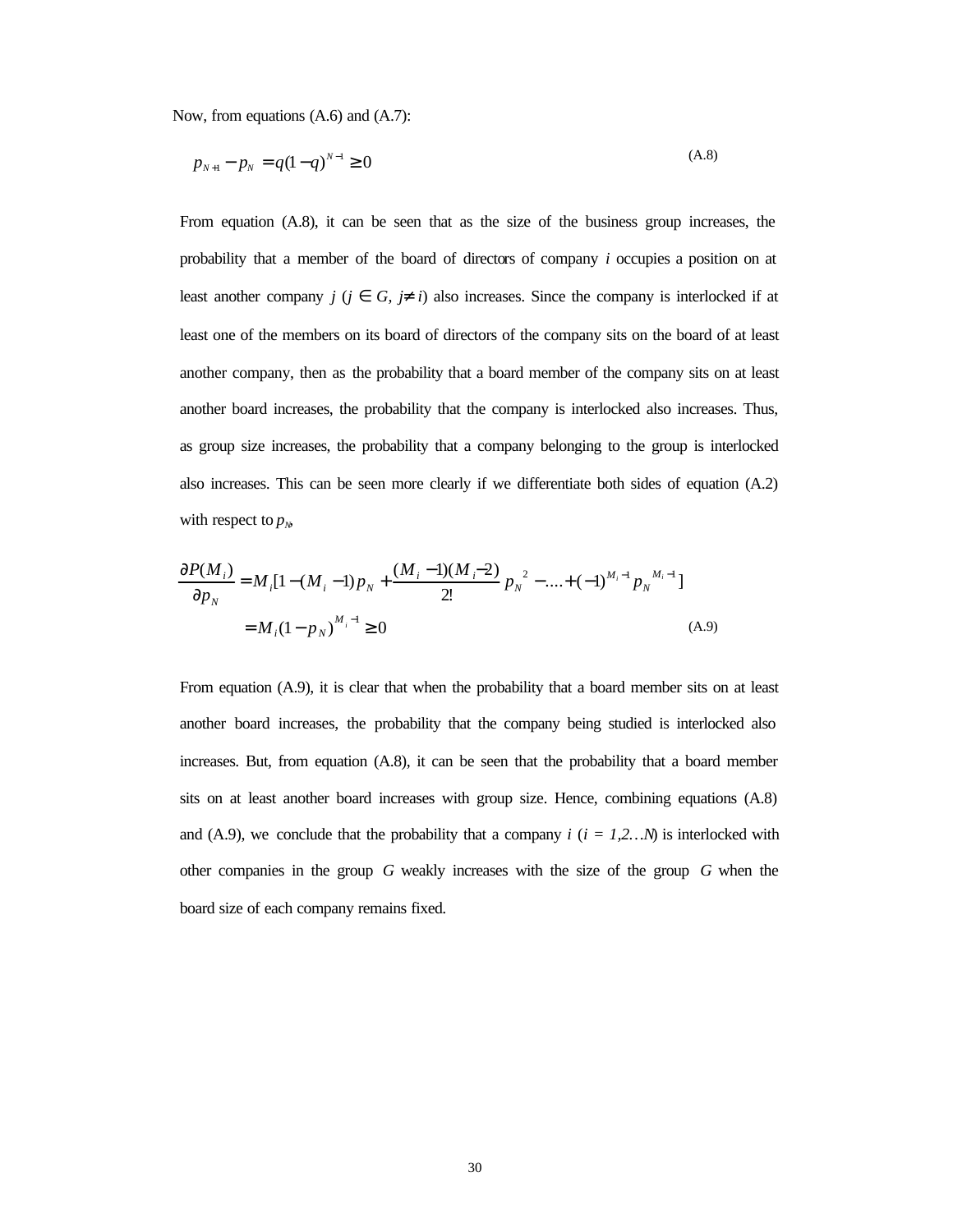Now, from equations (A.6) and (A.7):

$$p_{N+1} - p_N = q(1-q)^{N-1} \geq 0 \tag{A.8}$$

From equation (A.8), it can be seen that as the size of the business group increases, the probability that a member of the board of directors of company *i* occupies a position on at least another company *j* ($j \in G$, $j \neq i$) also increases. Since the company is interlocked if at least one of the members on its board of directors of the company sits on the board of at least another company, then as the probability that a board member of the company sits on at least another board increases, the probability that the company is interlocked also increases. Thus, as group size increases, the probability that a company belonging to the group is interlocked also increases. This can be seen more clearly if we differentiate both sides of equation (A.2) with respect to $p_N$,

$$\frac{\partial P(M_i)}{\partial p_N} = M_i[1-(M_i-1)p_N + \frac{(M_i-1)(M_i-2)}{2!}p_N{}^2 - \ldots + (-1)^{M_i-1}p_N{}^{M_i-1}]$$

$$= M_i(1-p_N)^{M_i-1} \geq 0 \tag{A.9}$$

From equation (A.9), it is clear that when the probability that a board member sits on at least another board increases, the probability that the company being studied is interlocked also increases. But, from equation (A.8), it can be seen that the probability that a board member sits on at least another board increases with group size. Hence, combining equations (A.8) and (A.9), we conclude that the probability that a company *i* ($i = 1,2\ldots N$) is interlocked with other companies in the group *G* weakly increases with the size of the group *G* when the board size of each company remains fixed.